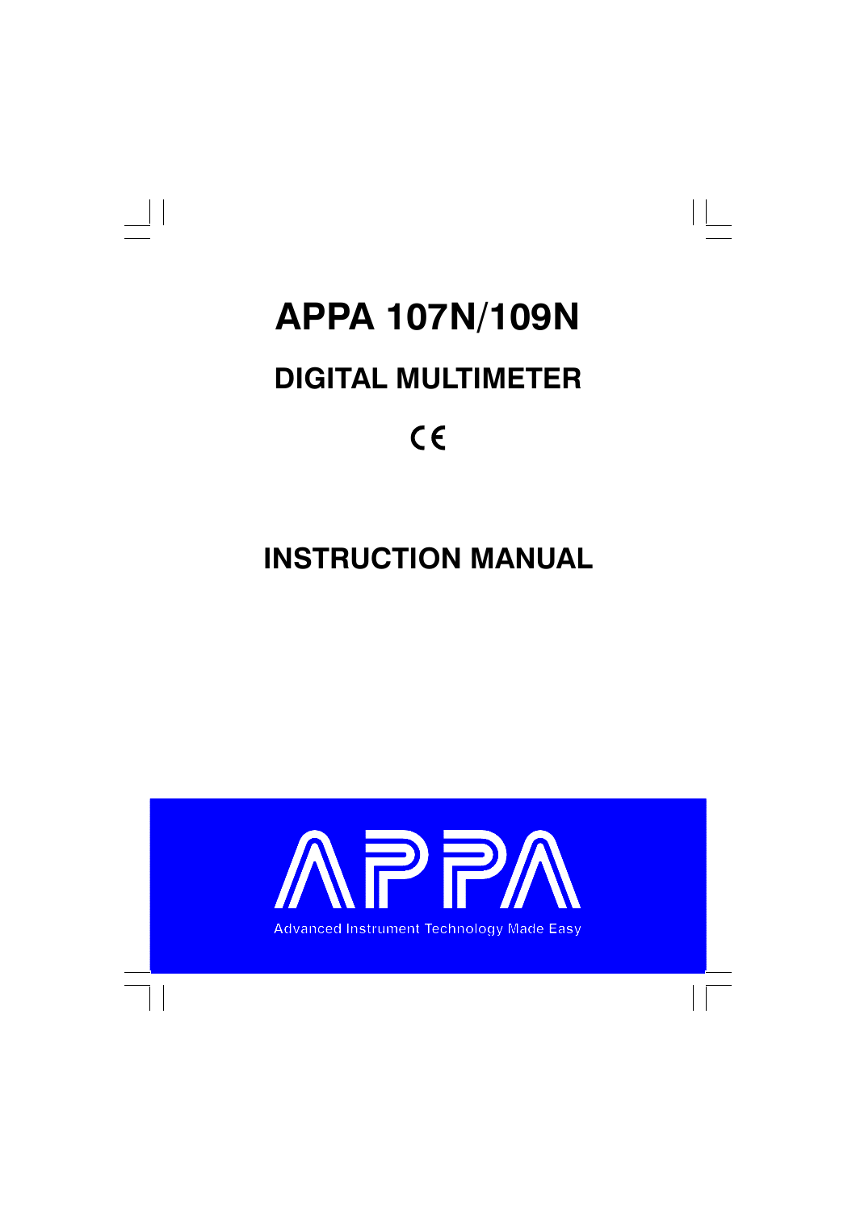# APPA 107N/109N

## DIGITAL MULTIMETER

CE

## INSTRUCTION MANUAL

APPA

Advanced Instrument Technology Made Easy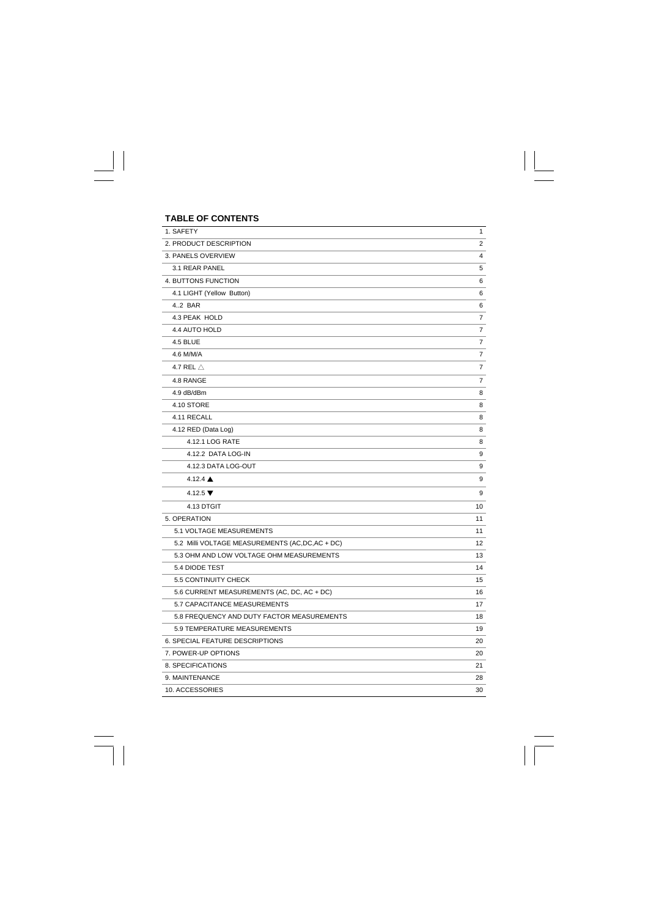## TABLE OF CONTENTS

| | |
|---|---|
| 1. SAFETY | 1 |
| 2. PRODUCT DESCRIPTION | 2 |
| 3. PANELS OVERVIEW | 4 |
| 3.1 REAR PANEL | 5 |
| 4. BUTTONS FUNCTION | 6 |
| 4.1 LIGHT (Yellow Button) | 6 |
| 4..2 BAR | 6 |
| 4.3 PEAK HOLD | 7 |
| 4.4 AUTO HOLD | 7 |
| 4.5 BLUE | 7 |
| 4.6 M/M/A | 7 |
| 4.7 REL △ | 7 |
| 4.8 RANGE | 7 |
| 4.9 dB/dBm | 8 |
| 4.10 STORE | 8 |
| 4.11 RECALL | 8 |
| 4.12 RED (Data Log) | 8 |
| 4.12.1 LOG RATE | 8 |
| 4.12.2 DATA LOG-IN | 9 |
| 4.12.3 DATA LOG-OUT | 9 |
| 4.12.4 ▲ | 9 |
| 4.12.5 ▼ | 9 |
| 4.13 DTGIT | 10 |
| 5. OPERATION | 11 |
| 5.1 VOLTAGE MEASUREMENTS | 11 |
| 5.2 Milli VOLTAGE MEASUREMENTS (AC,DC,AC + DC) | 12 |
| 5.3 OHM AND LOW VOLTAGE OHM MEASUREMENTS | 13 |
| 5.4 DIODE TEST | 14 |
| 5.5 CONTINUITY CHECK | 15 |
| 5.6 CURRENT MEASUREMENTS (AC, DC, AC + DC) | 16 |
| 5.7 CAPACITANCE MEASUREMENTS | 17 |
| 5.8 FREQUENCY AND DUTY FACTOR MEASUREMENTS | 18 |
| 5.9 TEMPERATURE MEASUREMENTS | 19 |
| 6. SPECIAL FEATURE DESCRIPTIONS | 20 |
| 7. POWER-UP OPTIONS | 20 |
| 8. SPECIFICATIONS | 21 |
| 9. MAINTENANCE | 28 |
| 10. ACCESSORIES | 30 |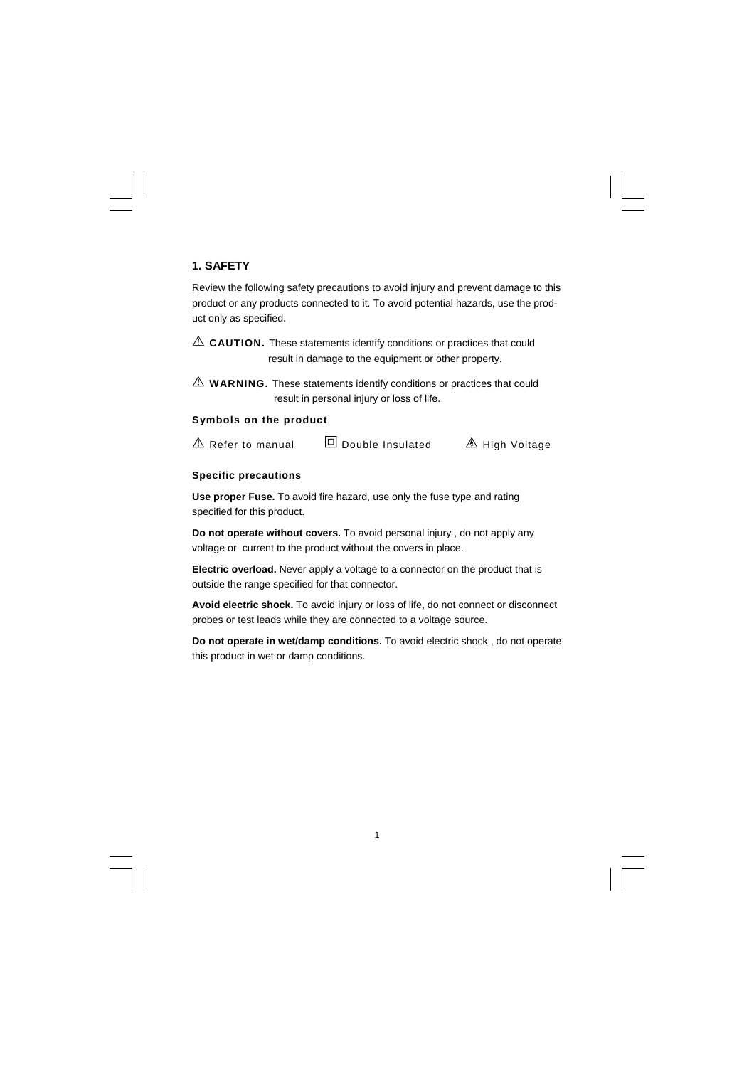## 1. SAFETY

Review the following safety precautions to avoid injury and prevent damage to this product or any products connected to it. To avoid potential hazards, use the product only as specified.

⚠ **CAUTION.** These statements identify conditions or practices that could result in damage to the equipment or other property.

⚠ **WARNING.** These statements identify conditions or practices that could result in personal injury or loss of life.

### Symbols on the product

⚠ Refer to manual　　⧈ Double Insulated　　⚠ High Voltage

### Specific precautions

**Use proper Fuse.** To avoid fire hazard, use only the fuse type and rating specified for this product.

**Do not operate without covers.** To avoid personal injury , do not apply any voltage or current to the product without the covers in place.

**Electric overload.** Never apply a voltage to a connector on the product that is outside the range specified for that connector.

**Avoid electric shock.** To avoid injury or loss of life, do not connect or disconnect probes or test leads while they are connected to a voltage source.

**Do not operate in wet/damp conditions.** To avoid electric shock , do not operate this product in wet or damp conditions.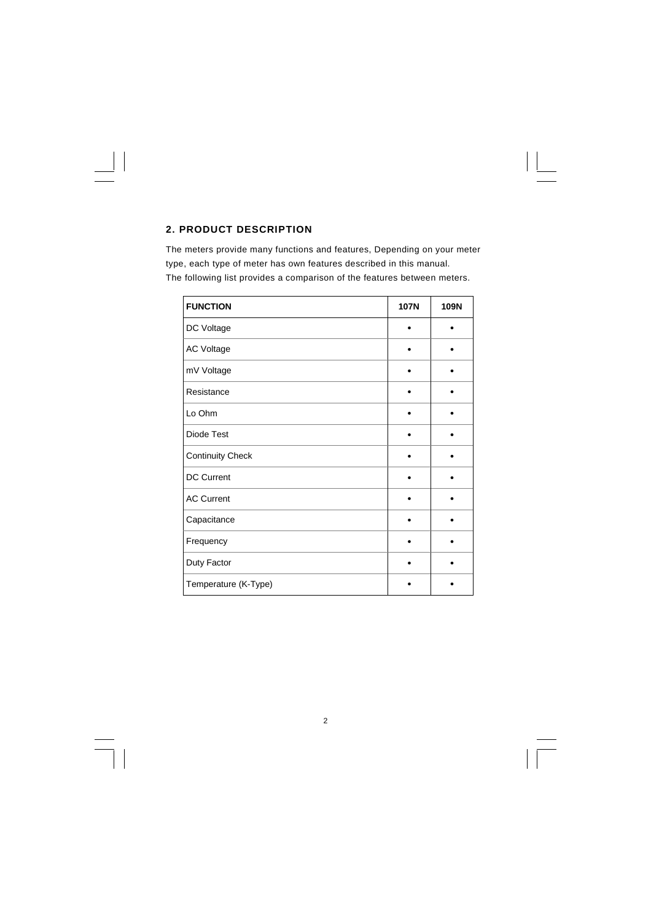## 2. PRODUCT DESCRIPTION

The meters provide many functions and features, Depending on your meter type, each type of meter has own features described in this manual.
The following list provides a comparison of the features between meters.

| FUNCTION | 107N | 109N |
|---|---|---|
| DC Voltage | • | • |
| AC Voltage | • | • |
| mV Voltage | • | • |
| Resistance | • | • |
| Lo Ohm | • | • |
| Diode Test | • | • |
| Continuity Check | • | • |
| DC Current | • | • |
| AC Current | • | • |
| Capacitance | • | • |
| Frequency | • | • |
| Duty Factor | • | • |
| Temperature (K-Type) | • | • |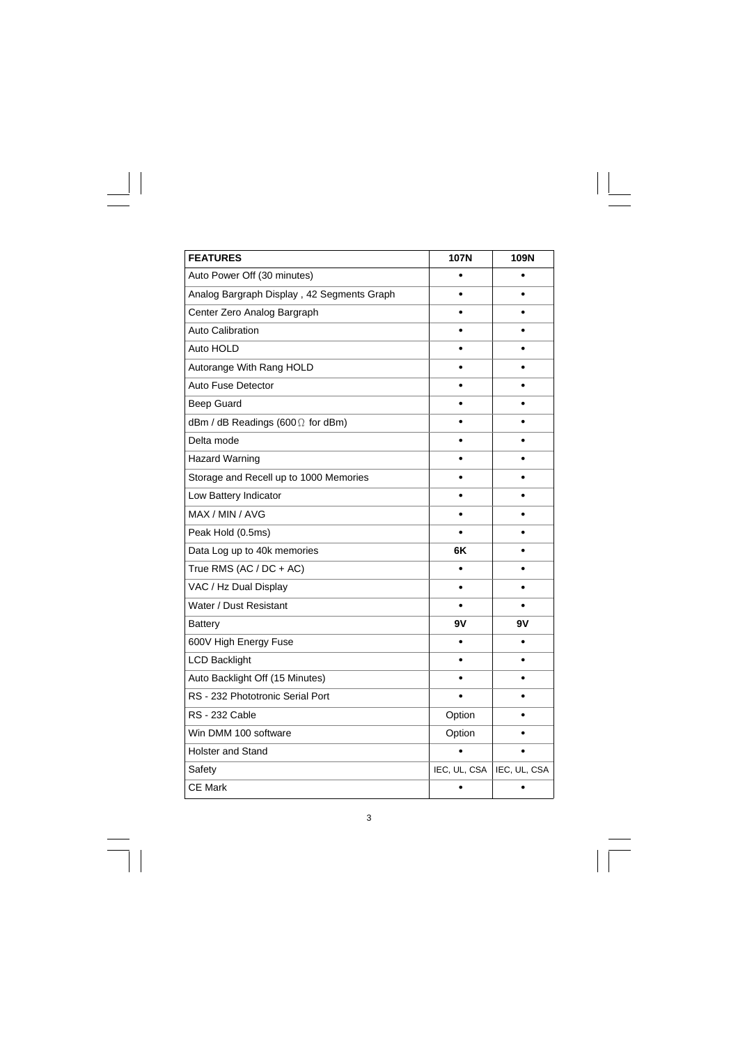| FEATURES | 107N | 109N |
|---|---|---|
| Auto Power Off (30 minutes) | • | • |
| Analog Bargraph Display , 42 Segments Graph | • | • |
| Center Zero Analog Bargraph | • | • |
| Auto Calibration | • | • |
| Auto HOLD | • | • |
| Autorange With Rang HOLD | • | • |
| Auto Fuse Detector | • | • |
| Beep Guard | • | • |
| dBm / dB Readings (600Ω for dBm) | • | • |
| Delta mode | • | • |
| Hazard Warning | • | • |
| Storage and Recell up to 1000 Memories | • | • |
| Low Battery Indicator | • | • |
| MAX / MIN / AVG | • | • |
| Peak Hold (0.5ms) | • | • |
| Data Log up to 40k memories | **6K** | • |
| True RMS (AC / DC + AC) | • | • |
| VAC / Hz Dual Display | • | • |
| Water / Dust Resistant | • | • |
| Battery | **9V** | **9V** |
| 600V High Energy Fuse | • | • |
| LCD Backlight | • | • |
| Auto Backlight Off (15 Minutes) | • | • |
| RS - 232 Phototronic Serial Port | • | • |
| RS - 232 Cable | Option | • |
| Win DMM 100 software | Option | • |
| Holster and Stand | • | • |
| Safety | IEC, UL, CSA | IEC, UL, CSA |
| CE Mark | • | • |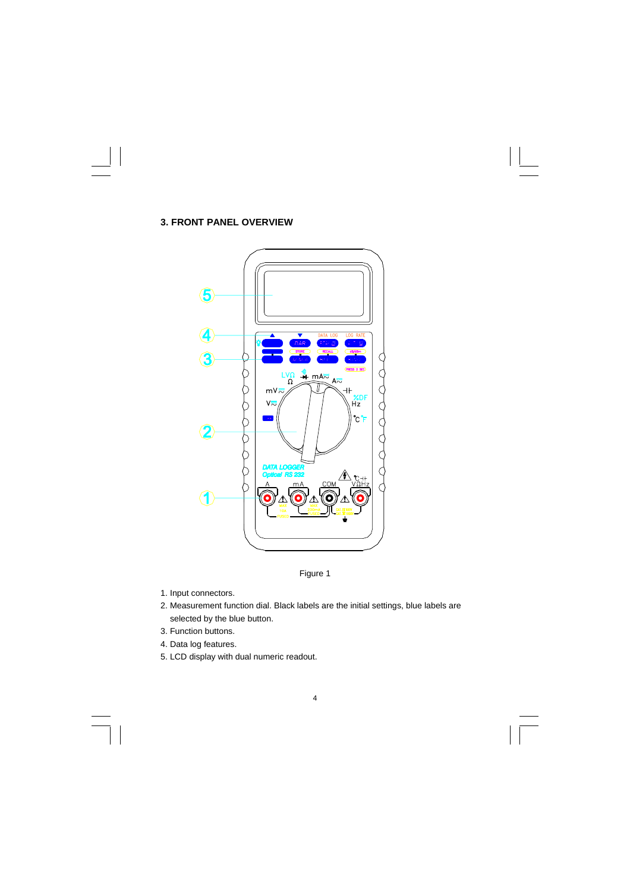## 3. FRONT PANEL OVERVIEW

Figure 1

1. Input connectors.
2. Measurement function dial. Black labels are the initial settings, blue labels are selected by the blue button.
3. Function buttons.
4. Data log features.
5. LCD display with dual numeric readout.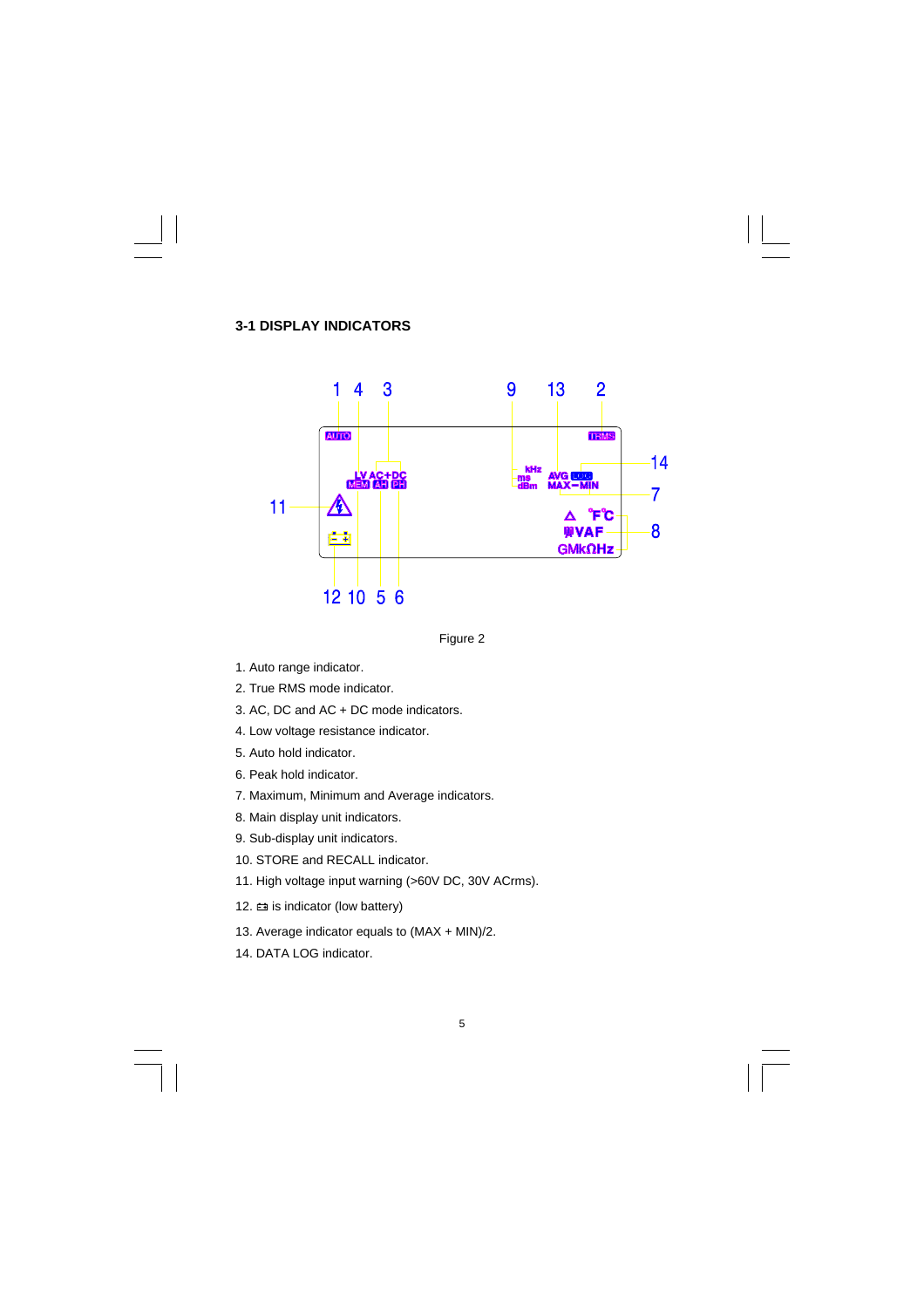### 3-1 DISPLAY INDICATORS

Figure 2

1. Auto range indicator.
2. True RMS mode indicator.
3. AC, DC and AC + DC mode indicators.
4. Low voltage resistance indicator.
5. Auto hold indicator.
6. Peak hold indicator.
7. Maximum, Minimum and Average indicators.
8. Main display unit indicators.
9. Sub-display unit indicators.
10. STORE and RECALL indicator.
11. High voltage input warning (>60V DC, 30V ACrms).
12. is indicator (low battery)
13. Average indicator equals to (MAX + MIN)/2.
14. DATA LOG indicator.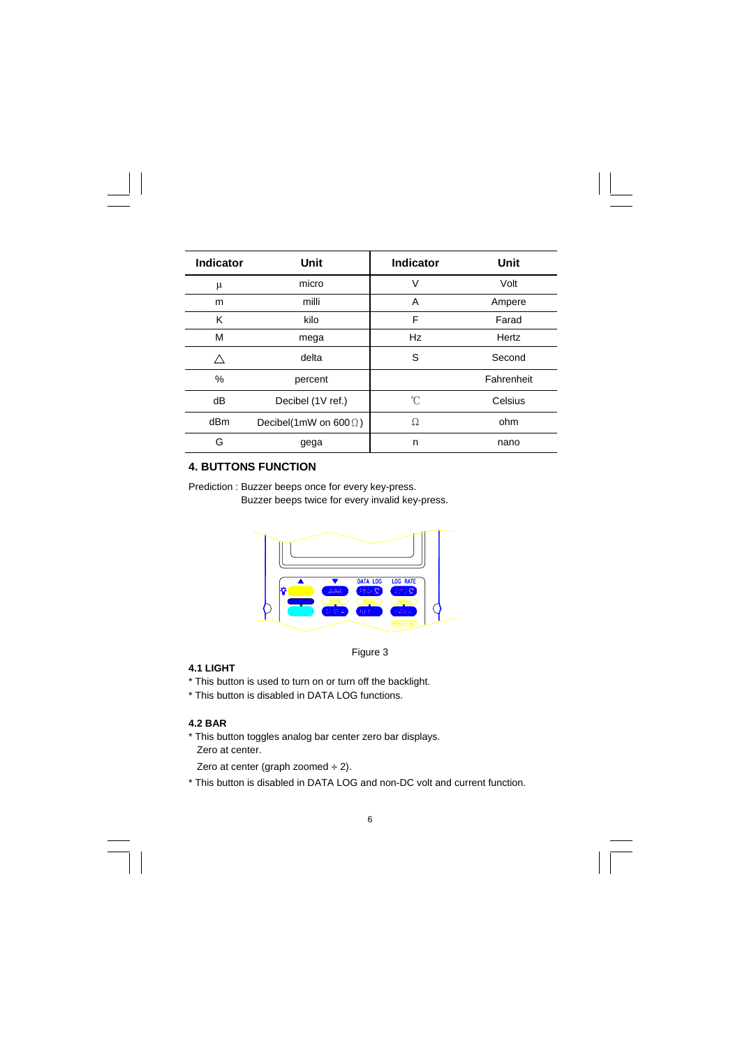| Indicator | Unit | Indicator | Unit |
|---|---|---|---|
| µ | micro | V | Volt |
| m | milli | A | Ampere |
| K | kilo | F | Farad |
| M | mega | Hz | Hertz |
| △ | delta | S | Second |
| % | percent | | Fahrenheit |
| dB | Decibel (1V ref.) | ℃ | Celsius |
| dBm | Decibel(1mW on 600Ω) | Ω | ohm |
| G | gega | n | nano |

## 4. BUTTONS FUNCTION

Prediction : Buzzer beeps once for every key-press.
Buzzer beeps twice for every invalid key-press.

Figure 3

### 4.1 LIGHT

* This button is used to turn on or turn off the backlight.
* This button is disabled in DATA LOG functions.

### 4.2 BAR

* This button toggles analog bar center zero bar displays.
  Zero at center.

  Zero at center (graph zoomed ÷ 2).
* This button is disabled in DATA LOG and non-DC volt and current function.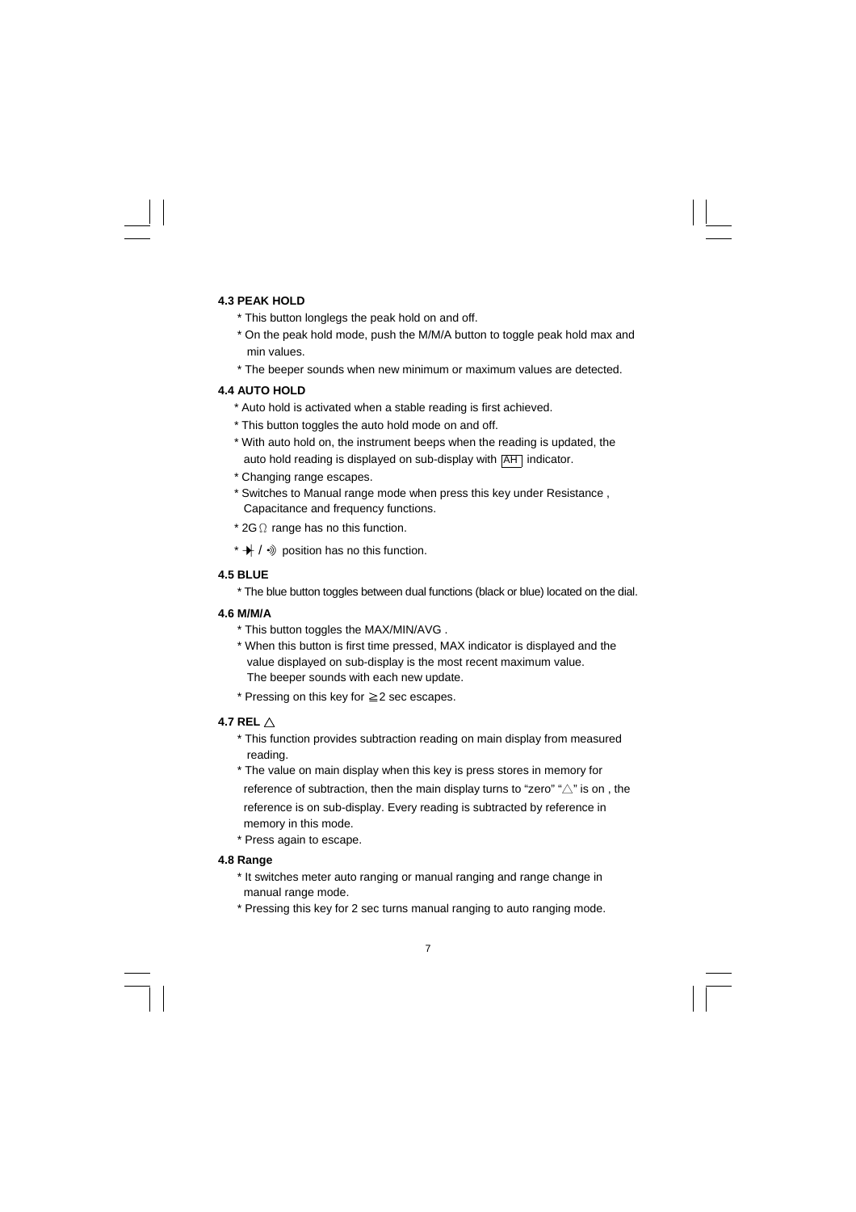### 4.3 PEAK HOLD

* This button longlegs the peak hold on and off.
* On the peak hold mode, push the M/M/A button to toggle peak hold max and min values.
* The beeper sounds when new minimum or maximum values are detected.

### 4.4 AUTO HOLD

* Auto hold is activated when a stable reading is first achieved.
* This button toggles the auto hold mode on and off.
* With auto hold on, the instrument beeps when the reading is updated, the auto hold reading is displayed on sub-display with AH indicator.
* Changing range escapes.
* Switches to Manual range mode when press this key under Resistance , Capacitance and frequency functions.
* 2GΩ range has no this function.
* ⊣ / •))) position has no this function.

### 4.5 BLUE

* The blue button toggles between dual functions (black or blue) located on the dial.

### 4.6 M/M/A

* This button toggles the MAX/MIN/AVG .
* When this button is first time pressed, MAX indicator is displayed and the value displayed on sub-display is the most recent maximum value. The beeper sounds with each new update.
* Pressing on this key for ≧2 sec escapes.

### 4.7 REL △

* This function provides subtraction reading on main display from measured reading.
* The value on main display when this key is press stores in memory for reference of subtraction, then the main display turns to "zero" "△" is on , the reference is on sub-display. Every reading is subtracted by reference in memory in this mode.
* Press again to escape.

### 4.8 Range

* It switches meter auto ranging or manual ranging and range change in manual range mode.
* Pressing this key for 2 sec turns manual ranging to auto ranging mode.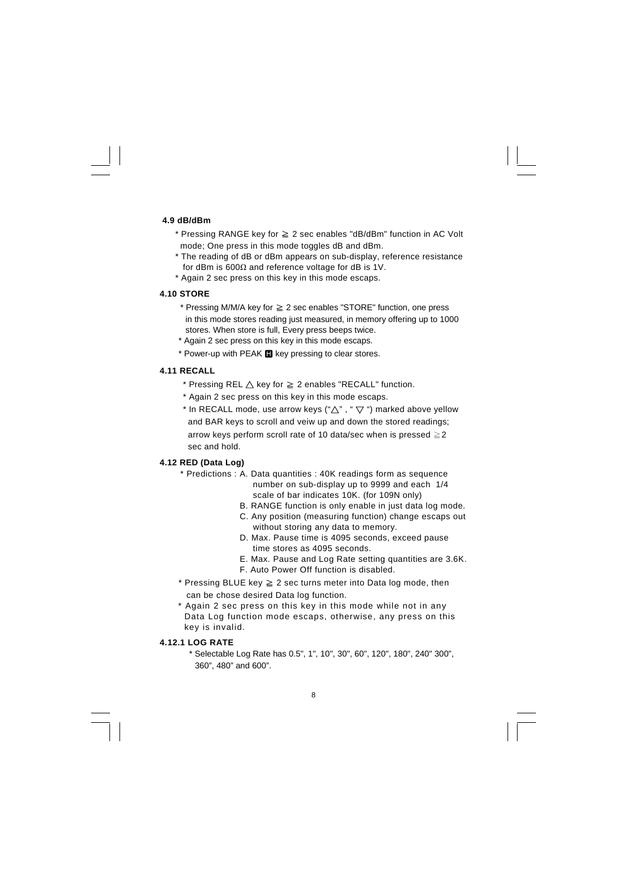### 4.9 dB/dBm

* Pressing RANGE key for ≧ 2 sec enables "dB/dBm" function in AC Volt mode; One press in this mode toggles dB and dBm.
* The reading of dB or dBm appears on sub-display, reference resistance for dBm is 600Ω and reference voltage for dB is 1V.
* Again 2 sec press on this key in this mode escaps.

### 4.10 STORE

* Pressing M/M/A key for ≧ 2 sec enables "STORE" function, one press in this mode stores reading just measured, in memory offering up to 1000 stores. When store is full, Every press beeps twice.
* Again 2 sec press on this key in this mode escaps.
* Power-up with PEAK H key pressing to clear stores.

### 4.11 RECALL

* Pressing REL △ key for ≧ 2 enables "RECALL" function.
* Again 2 sec press on this key in this mode escaps.
* In RECALL mode, use arrow keys ("△" , " ▽ ") marked above yellow and BAR keys to scroll and veiw up and down the stored readings; arrow keys perform scroll rate of 10 data/sec when is pressed ≧2 sec and hold.

### 4.12 RED (Data Log)

* Predictions : A. Data quantities : 40K readings form as sequence number on sub-display up to 9999 and each 1/4 scale of bar indicates 10K. (for 109N only)
  B. RANGE function is only enable in just data log mode.
  C. Any position (measuring function) change escaps out without storing any data to memory.
  D. Max. Pause time is 4095 seconds, exceed pause time stores as 4095 seconds.
  E. Max. Pause and Log Rate setting quantities are 3.6K.
  F. Auto Power Off function is disabled.
* Pressing BLUE key ≧ 2 sec turns meter into Data log mode, then can be chose desired Data log function.
* Again 2 sec press on this key in this mode while not in any Data Log function mode escaps, otherwise, any press on this key is invalid.

### 4.12.1 LOG RATE

* Selectable Log Rate has 0.5", 1", 10", 30", 60", 120", 180", 240" 300", 360", 480" and 600".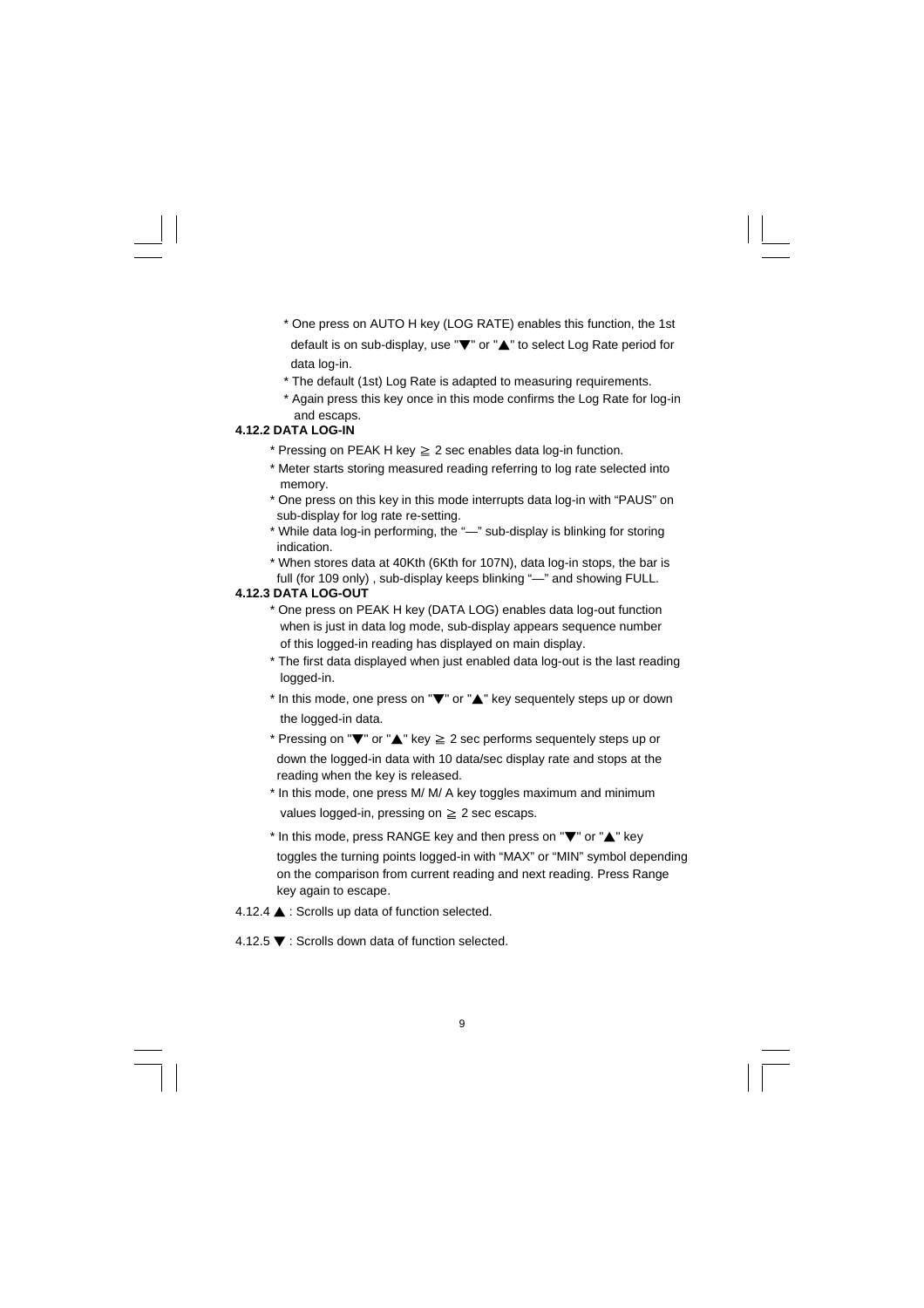* One press on AUTO H key (LOG RATE) enables this function, the 1st default is on sub-display, use "▼" or "▲" to select Log Rate period for data log-in.
* The default (1st) Log Rate is adapted to measuring requirements.
* Again press this key once in this mode confirms the Log Rate for log-in and escaps.

**4.12.2 DATA LOG-IN**

* Pressing on PEAK H key ≧ 2 sec enables data log-in function.
* Meter starts storing measured reading referring to log rate selected into memory.
* One press on this key in this mode interrupts data log-in with "PAUS" on sub-display for log rate re-setting.
* While data log-in performing, the "—" sub-display is blinking for storing indication.
* When stores data at 40Kth (6Kth for 107N), data log-in stops, the bar is full (for 109 only) , sub-display keeps blinking "—" and showing FULL.

**4.12.3 DATA LOG-OUT**

* One press on PEAK H key (DATA LOG) enables data log-out function when is just in data log mode, sub-display appears sequence number of this logged-in reading has displayed on main display.
* The first data displayed when just enabled data log-out is the last reading logged-in.
* In this mode, one press on "▼" or "▲" key sequentely steps up or down the logged-in data.
* Pressing on "▼" or "▲" key ≧ 2 sec performs sequentely steps up or down the logged-in data with 10 data/sec display rate and stops at the reading when the key is released.
* In this mode, one press M/ M/ A key toggles maximum and minimum values logged-in, pressing on ≧ 2 sec escaps.
* In this mode, press RANGE key and then press on "▼" or "▲" key toggles the turning points logged-in with "MAX" or "MIN" symbol depending on the comparison from current reading and next reading. Press Range key again to escape.

4.12.4 ▲ : Scrolls up data of function selected.

4.12.5 ▼ : Scrolls down data of function selected.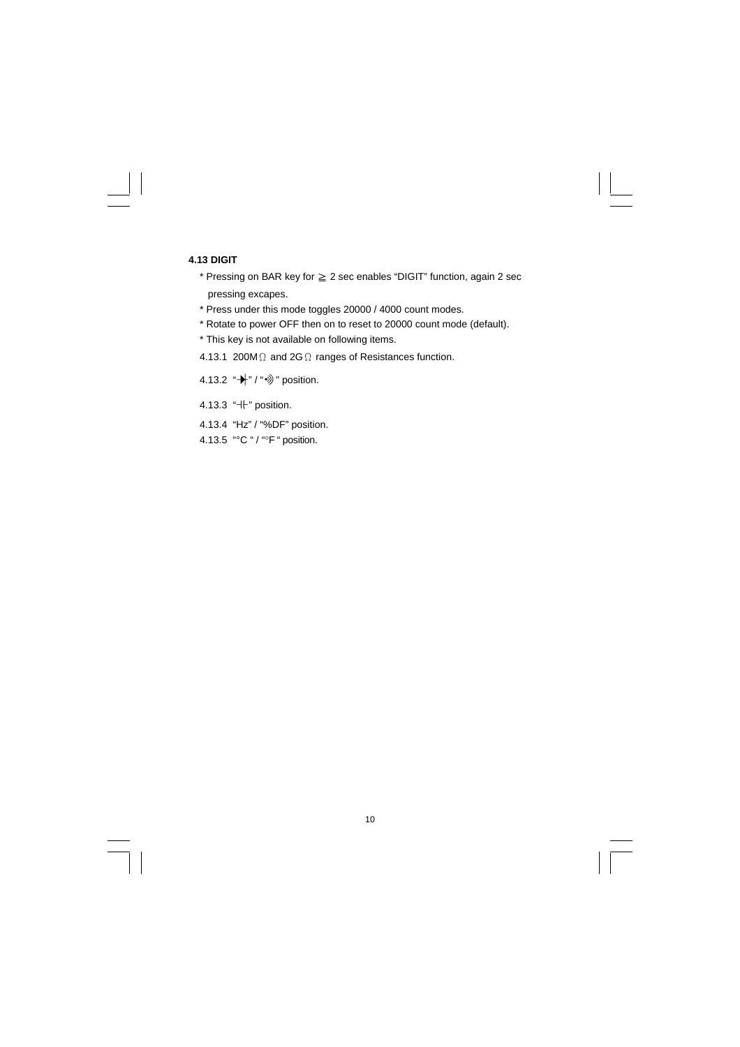### 4.13 DIGIT

* Pressing on BAR key for ≧ 2 sec enables “DIGIT” function, again 2 sec pressing excapes.
* Press under this mode toggles 20000 / 4000 count modes.
* Rotate to power OFF then on to reset to 20000 count mode (default).
* This key is not available on following items.

4.13.1 200MΩ and 2GΩ ranges of Resistances function.

4.13.2 “→|” / “•))” position.

4.13.3 “⊣⊢” position.

4.13.4 “Hz” / “%DF” position.

4.13.5 “°C “ / “°F “ position.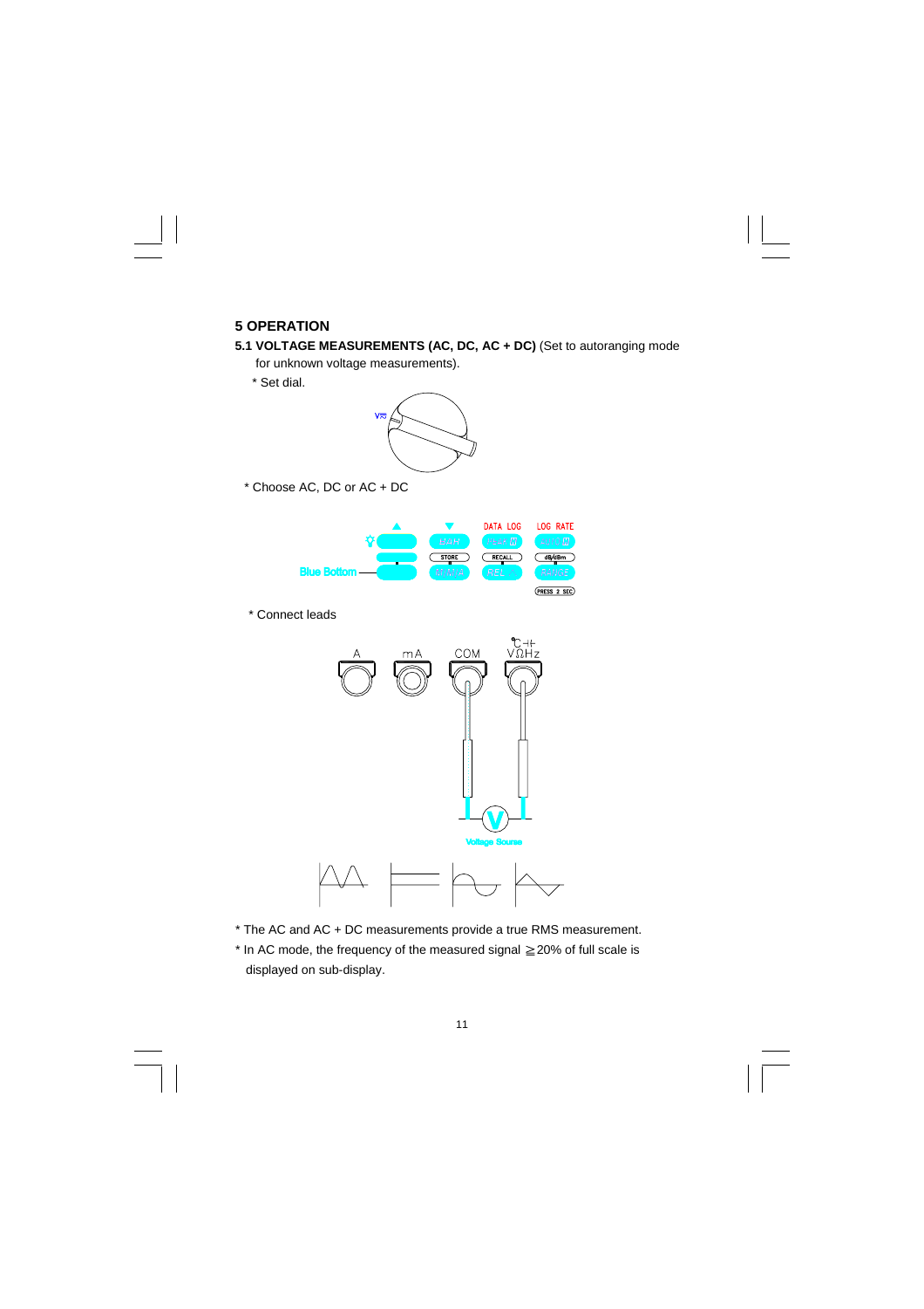## 5 OPERATION

**5.1 VOLTAGE MEASUREMENTS (AC, DC, AC + DC)** (Set to autoranging mode for unknown voltage measurements).

* Set dial.

* Choose AC, DC or AC + DC

* Connect leads

* The AC and AC + DC measurements provide a true RMS measurement.

* In AC mode, the frequency of the measured signal ≧20% of full scale is displayed on sub-display.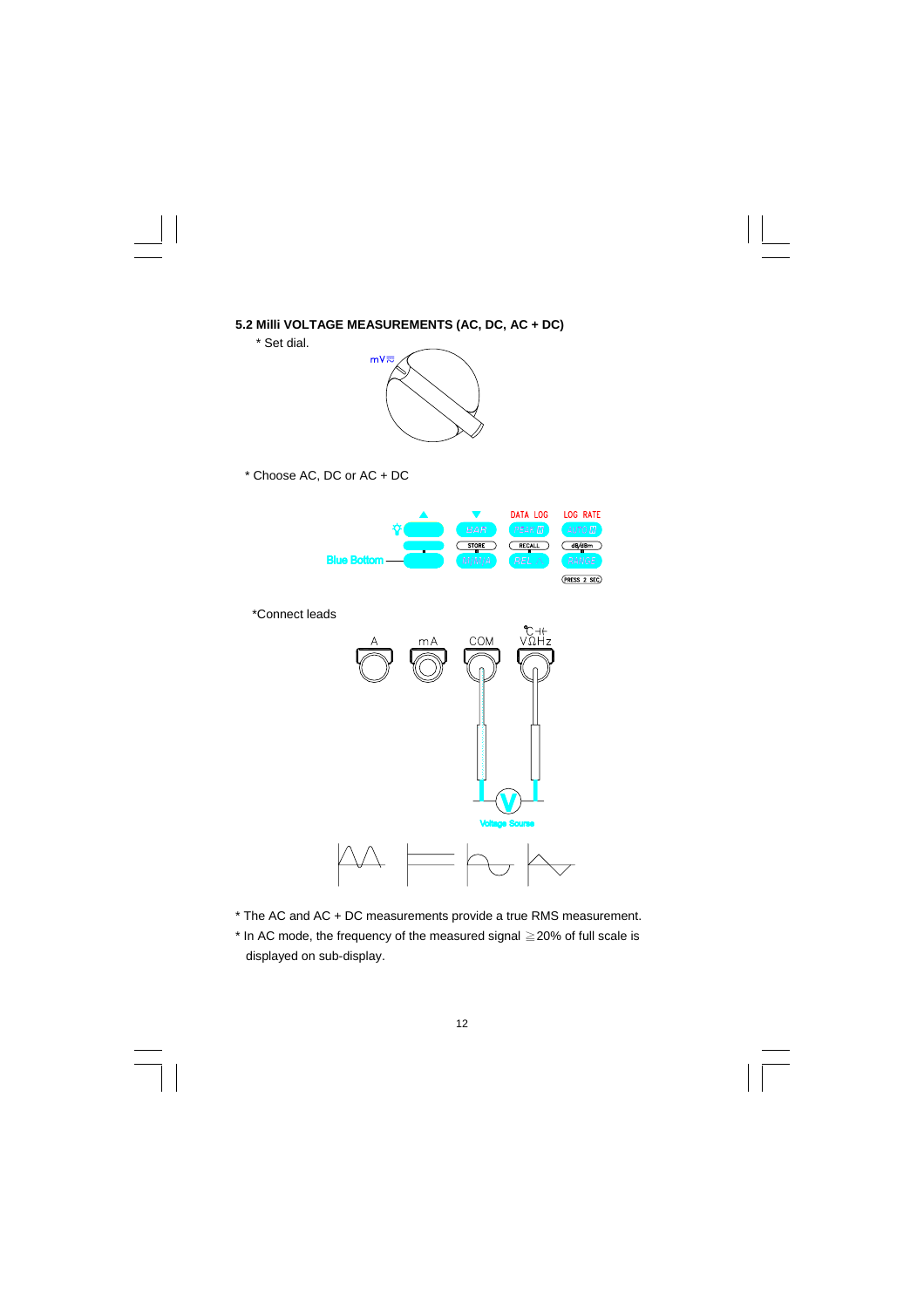### 5.2 Milli VOLTAGE MEASUREMENTS (AC, DC, AC + DC)

* Set dial.

* Choose AC, DC or AC + DC

*Connect leads

* The AC and AC + DC measurements provide a true RMS measurement.
* In AC mode, the frequency of the measured signal ≧20% of full scale is displayed on sub-display.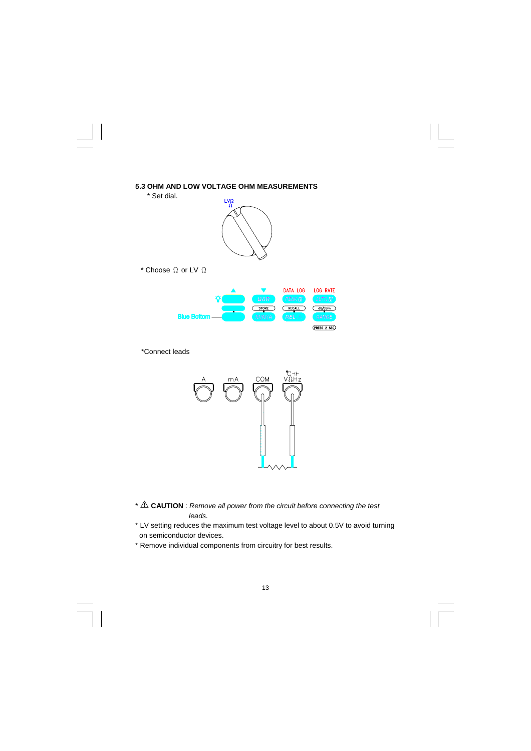### 5.3 OHM AND LOW VOLTAGE OHM MEASUREMENTS

* Set dial.

* Choose Ω or LV Ω

*Connect leads

* ⚠ **CAUTION** : *Remove all power from the circuit before connecting the test leads.*
* LV setting reduces the maximum test voltage level to about 0.5V to avoid turning on semiconductor devices.
* Remove individual components from circuitry for best results.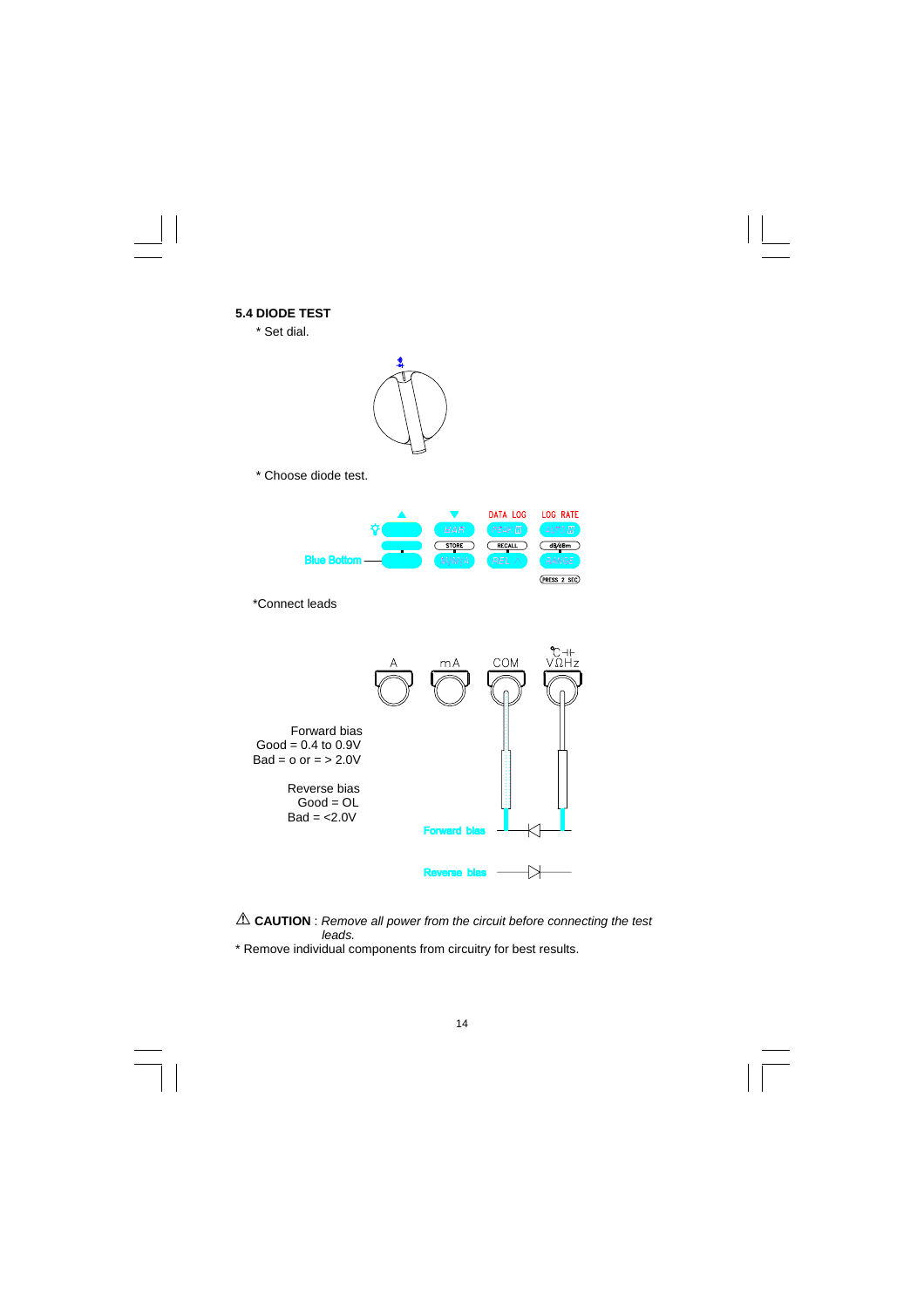### 5.4 DIODE TEST

* Set dial.

* Choose diode test.

Blue Bottom

*Connect leads

Forward bias
Good = 0.4 to 0.9V
Bad = o or = > 2.0V

Reverse bias
Good = OL
Bad = <2.0V

Forward bias

Reverse bias

⚠ **CAUTION** : *Remove all power from the circuit before connecting the test leads.*

* Remove individual components from circuitry for best results.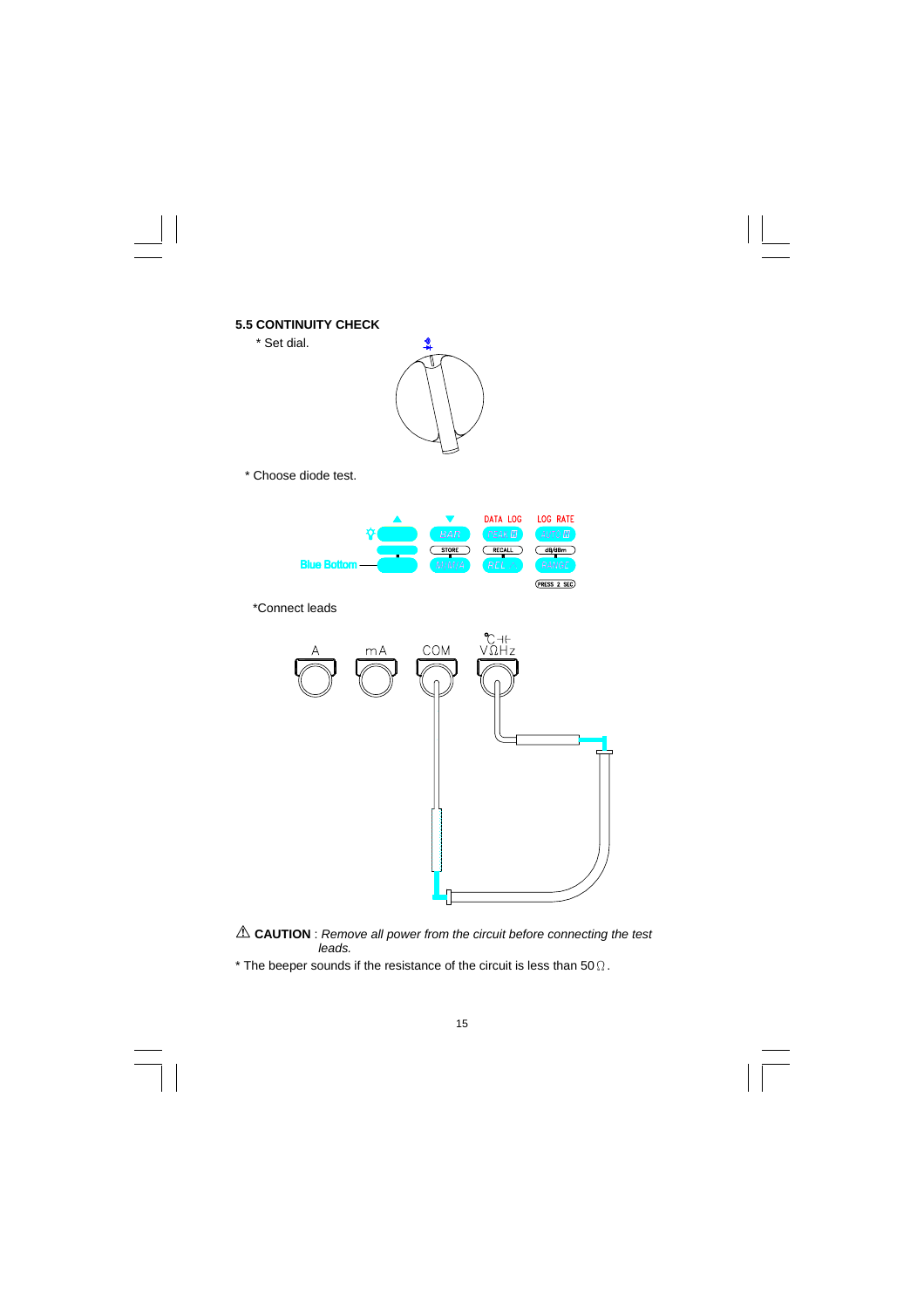### 5.5 CONTINUITY CHECK

* Set dial.

* Choose diode test.

*Connect leads

⚠ **CAUTION** : *Remove all power from the circuit before connecting the test leads.*

* The beeper sounds if the resistance of the circuit is less than 50Ω.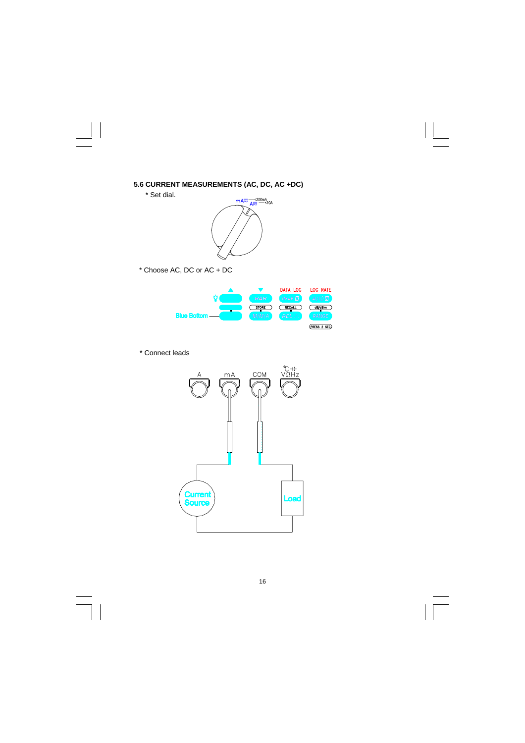### 5.6 CURRENT MEASUREMENTS (AC, DC, AC +DC)

* Set dial.

* Choose AC, DC or AC + DC

* Connect leads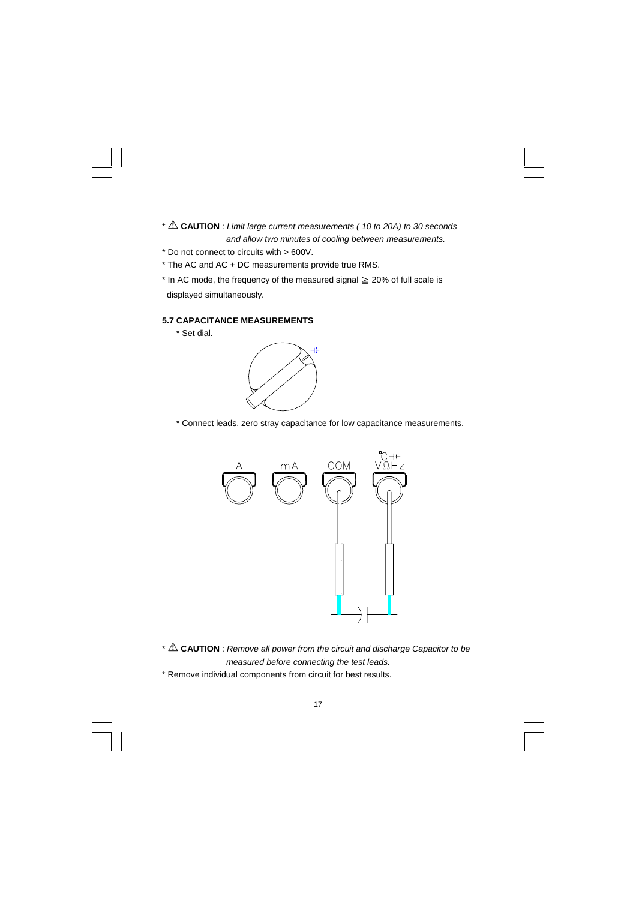* ⚠ **CAUTION** : *Limit large current measurements ( 10 to 20A) to 30 seconds and allow two minutes of cooling between measurements.*
* Do not connect to circuits with > 600V.
* The AC and AC + DC measurements provide true RMS.
* In AC mode, the frequency of the measured signal ≧ 20% of full scale is displayed simultaneously.

### 5.7 CAPACITANCE MEASUREMENTS

* Set dial.

* Connect leads, zero stray capacitance for low capacitance measurements.

A    mA    COM    °C ⊣⊢ VΩHz

* ⚠ **CAUTION** : *Remove all power from the circuit and discharge Capacitor to be measured before connecting the test leads.*
* Remove individual components from circuit for best results.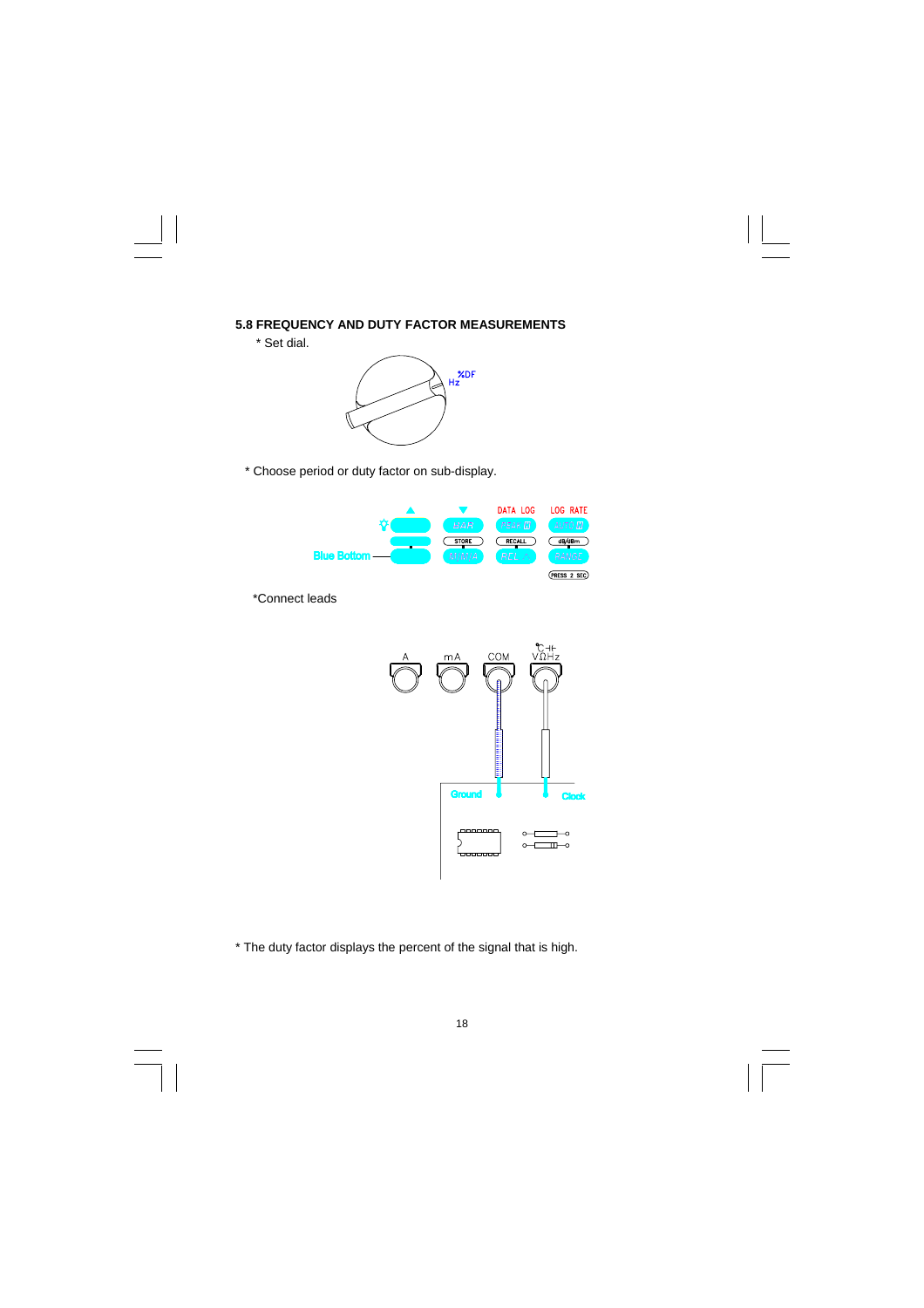## 5.8 FREQUENCY AND DUTY FACTOR MEASUREMENTS

* Set dial.

* Choose period or duty factor on sub-display.

*Connect leads

* The duty factor displays the percent of the signal that is high.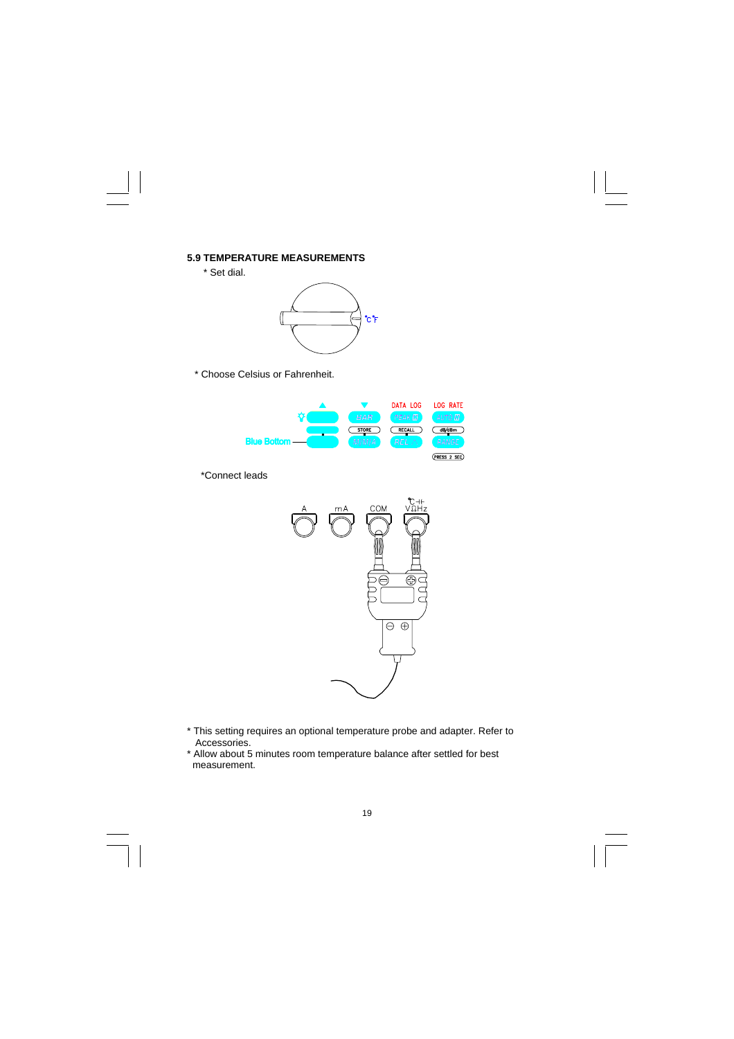### 5.9 TEMPERATURE MEASUREMENTS

* Set dial.

* Choose Celsius or Fahrenheit.

*Connect leads

* This setting requires an optional temperature probe and adapter. Refer to Accessories.
* Allow about 5 minutes room temperature balance after settled for best measurement.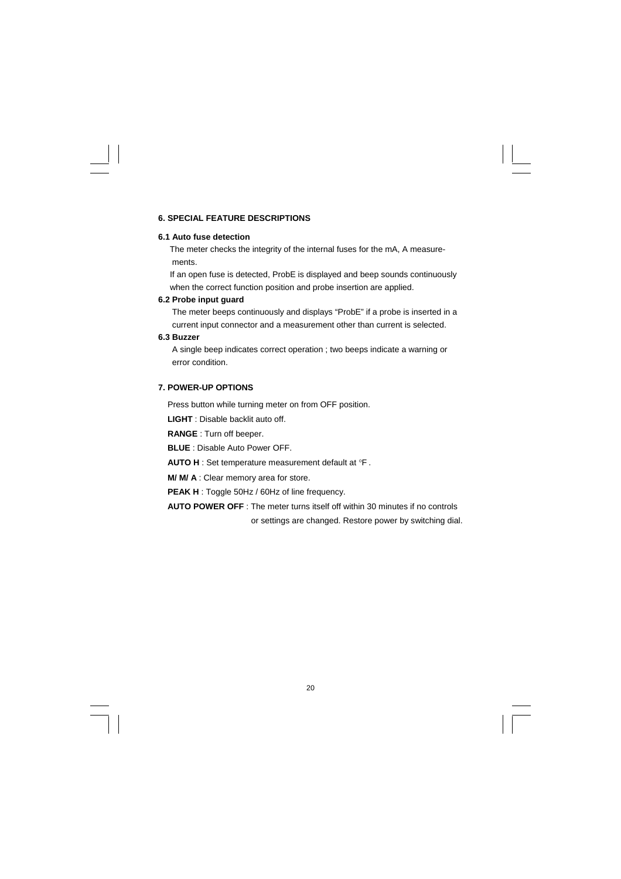## 6. SPECIAL FEATURE DESCRIPTIONS

### 6.1 Auto fuse detection

The meter checks the integrity of the internal fuses for the mA, A measurements.

If an open fuse is detected, ProbE is displayed and beep sounds continuously when the correct function position and probe insertion are applied.

### 6.2 Probe input guard

The meter beeps continuously and displays “ProbE” if a probe is inserted in a current input connector and a measurement other than current is selected.

### 6.3 Buzzer

A single beep indicates correct operation ; two beeps indicate a warning or error condition.

## 7. POWER-UP OPTIONS

Press button while turning meter on from OFF position.

**LIGHT** : Disable backlit auto off.

**RANGE** : Turn off beeper.

**BLUE** : Disable Auto Power OFF.

**AUTO H** : Set temperature measurement default at °F .

**M/ M/ A** : Clear memory area for store.

**PEAK H** : Toggle 50Hz / 60Hz of line frequency.

**AUTO POWER OFF** : The meter turns itself off within 30 minutes if no controls or settings are changed. Restore power by switching dial.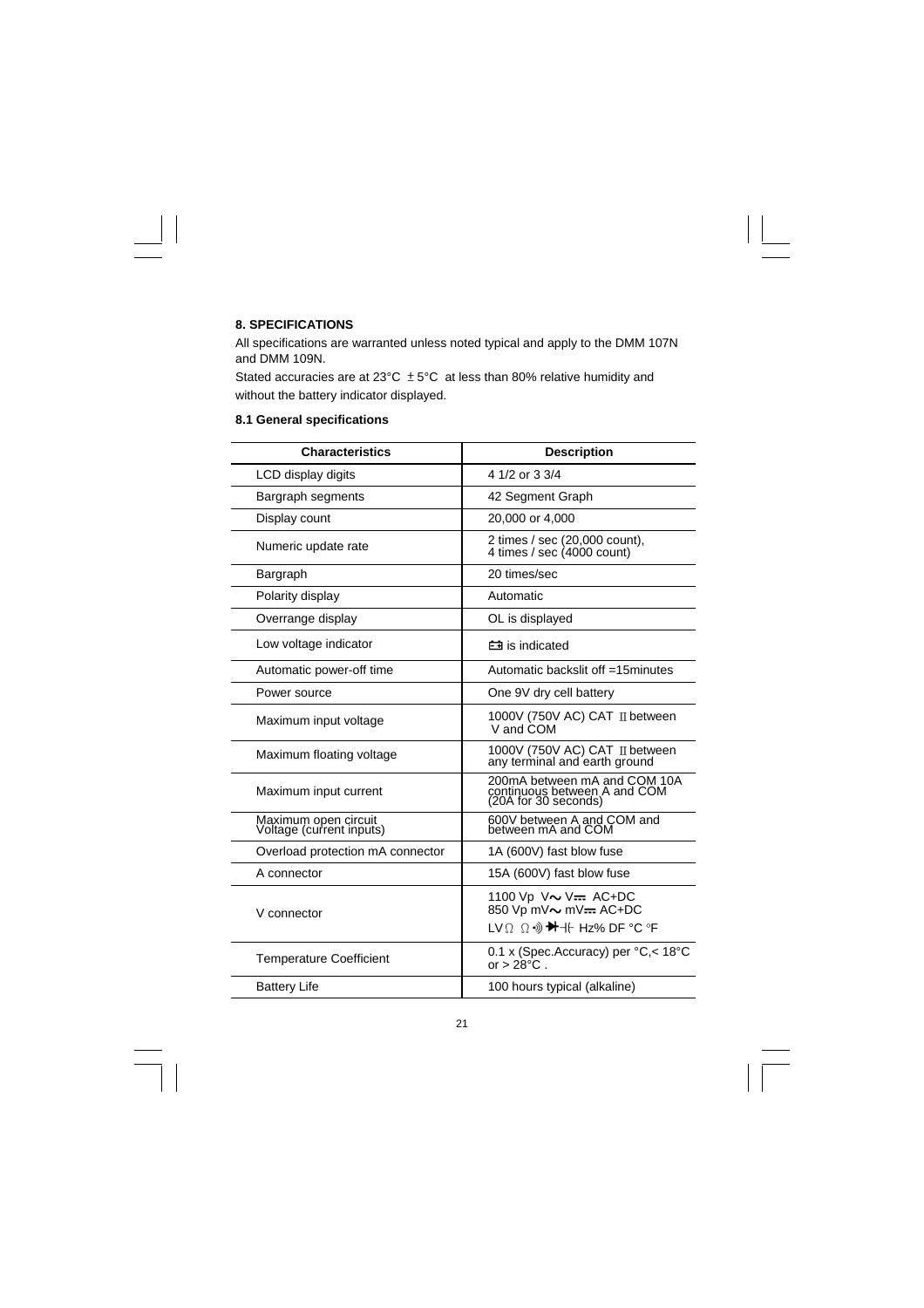## 8. SPECIFICATIONS

All specifications are warranted unless noted typical and apply to the DMM 107N and DMM 109N.

Stated accuracies are at 23°C ±5°C at less than 80% relative humidity and without the battery indicator displayed.

### 8.1 General specifications

| Characteristics | Description |
|---|---|
| LCD display digits | 4 1/2 or 3 3/4 |
| Bargraph segments | 42 Segment Graph |
| Display count | 20,000 or 4,000 |
| Numeric update rate | 2 times / sec (20,000 count), 4 times / sec (4000 count) |
| Bargraph | 20 times/sec |
| Polarity display | Automatic |
| Overrange display | OL is displayed |
| Low voltage indicator | 🔋 is indicated |
| Automatic power-off time | Automatic backslit off =15minutes |
| Power source | One 9V dry cell battery |
| Maximum input voltage | 1000V (750V AC) CAT II between V and COM |
| Maximum floating voltage | 1000V (750V AC) CAT II between any terminal and earth ground |
| Maximum input current | 200mA between mA and COM 10A continuous between A and COM (20A for 30 seconds) |
| Maximum open circuit Voltage (current inputs) | 600V between A and COM and between mA and COM |
| Overload protection mA connector | 1A (600V) fast blow fuse |
| A connector | 15A (600V) fast blow fuse |
| V connector | 1100 Vp V~ V⎓ AC+DC<br>850 Vp mV~ mV⎓ AC+DC<br>LVΩ Ω •))) ➔⊢ ⊣⊢ Hz% DF °C °F |
| Temperature Coefficient | 0.1 x (Spec.Accuracy) per °C,< 18°C or > 28°C . |
| Battery Life | 100 hours typical (alkaline) |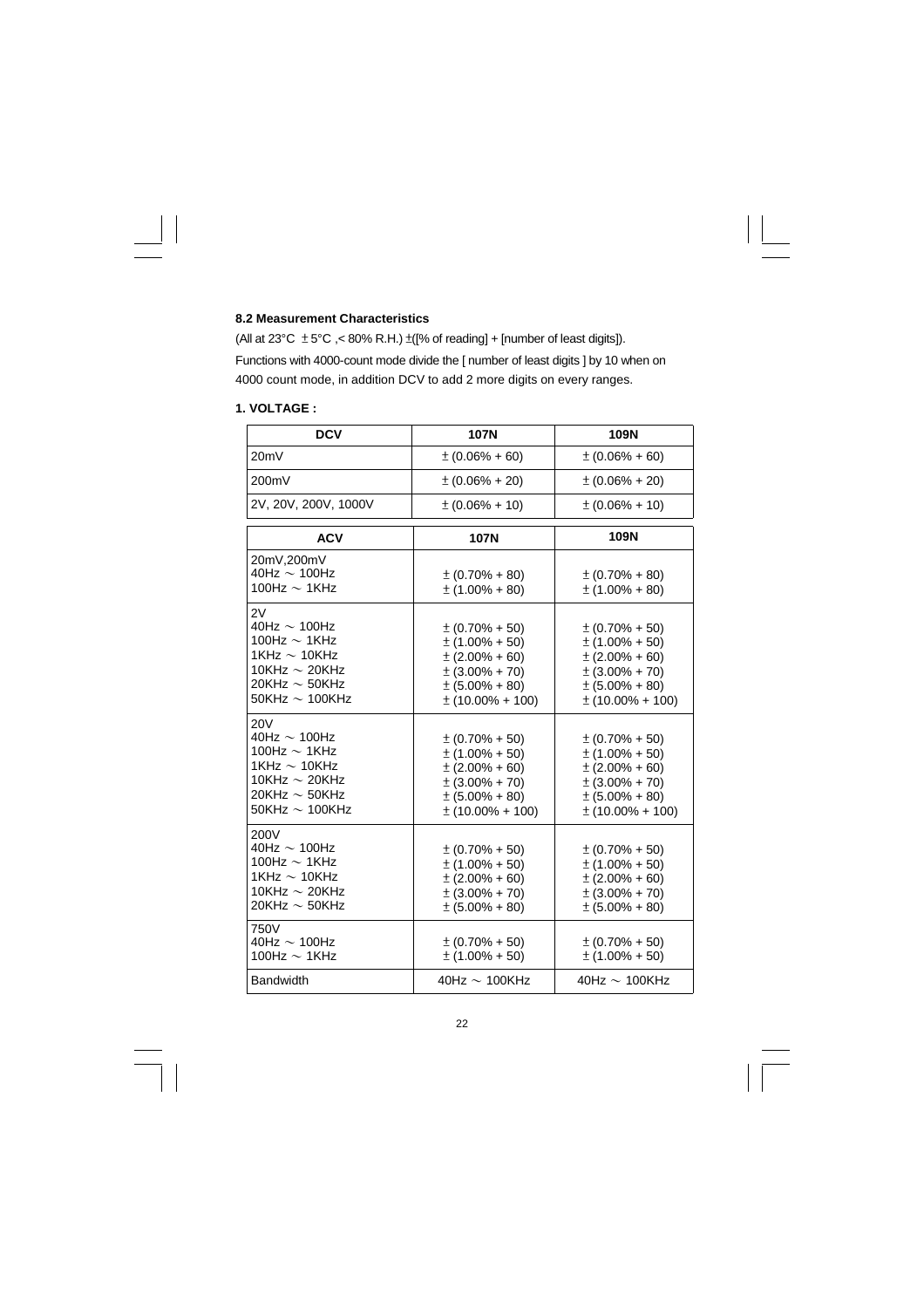### 8.2 Measurement Characteristics

(All at 23°C ±5°C ,< 80% R.H.) ±([% of reading] + [number of least digits]).

Functions with 4000-count mode divide the [ number of least digits ] by 10 when on 4000 count mode, in addition DCV to add 2 more digits on every ranges.

#### 1. VOLTAGE :

| DCV | 107N | 109N |
|---|---|---|
| 20mV | ±(0.06% + 60) | ±(0.06% + 60) |
| 200mV | ±(0.06% + 20) | ±(0.06% + 20) |
| 2V, 20V, 200V, 1000V | ±(0.06% + 10) | ±(0.06% + 10) |

| ACV | 107N | 109N |
|---|---|---|
| 20mV,200mV<br>40Hz ~ 100Hz<br>100Hz ~ 1KHz | <br>±(0.70% + 80)<br>±(1.00% + 80) | <br>±(0.70% + 80)<br>±(1.00% + 80) |
| 2V<br>40Hz ~ 100Hz<br>100Hz ~ 1KHz<br>1KHz ~ 10KHz<br>10KHz ~ 20KHz<br>20KHz ~ 50KHz<br>50KHz ~ 100KHz | <br>±(0.70% + 50)<br>±(1.00% + 50)<br>±(2.00% + 60)<br>±(3.00% + 70)<br>±(5.00% + 80)<br>±(10.00% + 100) | <br>±(0.70% + 50)<br>±(1.00% + 50)<br>±(2.00% + 60)<br>±(3.00% + 70)<br>±(5.00% + 80)<br>±(10.00% + 100) |
| 20V<br>40Hz ~ 100Hz<br>100Hz ~ 1KHz<br>1KHz ~ 10KHz<br>10KHz ~ 20KHz<br>20KHz ~ 50KHz<br>50KHz ~ 100KHz | <br>±(0.70% + 50)<br>±(1.00% + 50)<br>±(2.00% + 60)<br>±(3.00% + 70)<br>±(5.00% + 80)<br>±(10.00% + 100) | <br>±(0.70% + 50)<br>±(1.00% + 50)<br>±(2.00% + 60)<br>±(3.00% + 70)<br>±(5.00% + 80)<br>±(10.00% + 100) |
| 200V<br>40Hz ~ 100Hz<br>100Hz ~ 1KHz<br>1KHz ~ 10KHz<br>10KHz ~ 20KHz<br>20KHz ~ 50KHz | <br>±(0.70% + 50)<br>±(1.00% + 50)<br>±(2.00% + 60)<br>±(3.00% + 70)<br>±(5.00% + 80) | <br>±(0.70% + 50)<br>±(1.00% + 50)<br>±(2.00% + 60)<br>±(3.00% + 70)<br>±(5.00% + 80) |
| 750V<br>40Hz ~ 100Hz<br>100Hz ~ 1KHz | <br>±(0.70% + 50)<br>±(1.00% + 50) | <br>±(0.70% + 50)<br>±(1.00% + 50) |
| Bandwidth | 40Hz ~ 100KHz | 40Hz ~ 100KHz |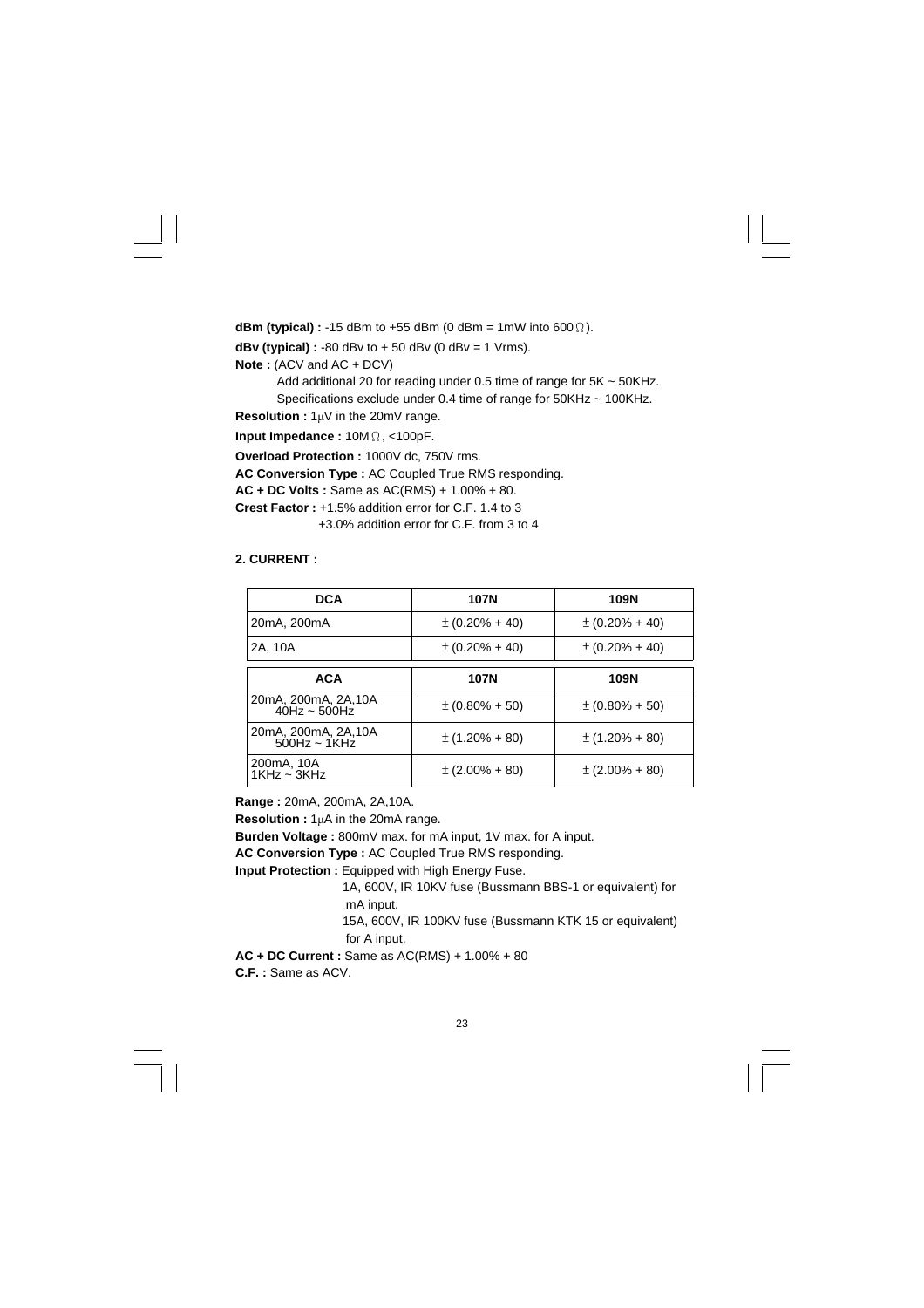**dBm (typical) :** -15 dBm to +55 dBm (0 dBm = 1mW into 600Ω).

**dBv (typical) :** -80 dBv to + 50 dBv (0 dBv = 1 Vrms).

**Note :** (ACV and AC + DCV)

Add additional 20 for reading under 0.5 time of range for 5K ~ 50KHz.

Specifications exclude under 0.4 time of range for 50KHz ~ 100KHz.

**Resolution :** 1μV in the 20mV range.

**Input Impedance :** 10MΩ, <100pF.

**Overload Protection :** 1000V dc, 750V rms.

**AC Conversion Type :** AC Coupled True RMS responding.

**AC + DC Volts :** Same as AC(RMS) + 1.00% + 80.

**Crest Factor :** +1.5% addition error for C.F. 1.4 to 3

+3.0% addition error for C.F. from 3 to 4

**2. CURRENT :**

| **DCA** | **107N** | **109N** |
|---|---|---|
| 20mA, 200mA | ± (0.20% + 40) | ± (0.20% + 40) |
| 2A, 10A | ± (0.20% + 40) | ± (0.20% + 40) |

| **ACA** | **107N** | **109N** |
|---|---|---|
| 20mA, 200mA, 2A,10A 40Hz ~ 500Hz | ± (0.80% + 50) | ± (0.80% + 50) |
| 20mA, 200mA, 2A,10A 500Hz ~ 1KHz | ± (1.20% + 80) | ± (1.20% + 80) |
| 200mA, 10A 1KHz ~ 3KHz | ± (2.00% + 80) | ± (2.00% + 80) |

**Range :** 20mA, 200mA, 2A,10A.

**Resolution :** 1μA in the 20mA range.

**Burden Voltage :** 800mV max. for mA input, 1V max. for A input.

**AC Conversion Type :** AC Coupled True RMS responding.

**Input Protection :** Equipped with High Energy Fuse.

1A, 600V, IR 10KV fuse (Bussmann BBS-1 or equivalent) for mA input.

15A, 600V, IR 100KV fuse (Bussmann KTK 15 or equivalent) for A input.

**AC + DC Current :** Same as AC(RMS) + 1.00% + 80

**C.F. :** Same as ACV.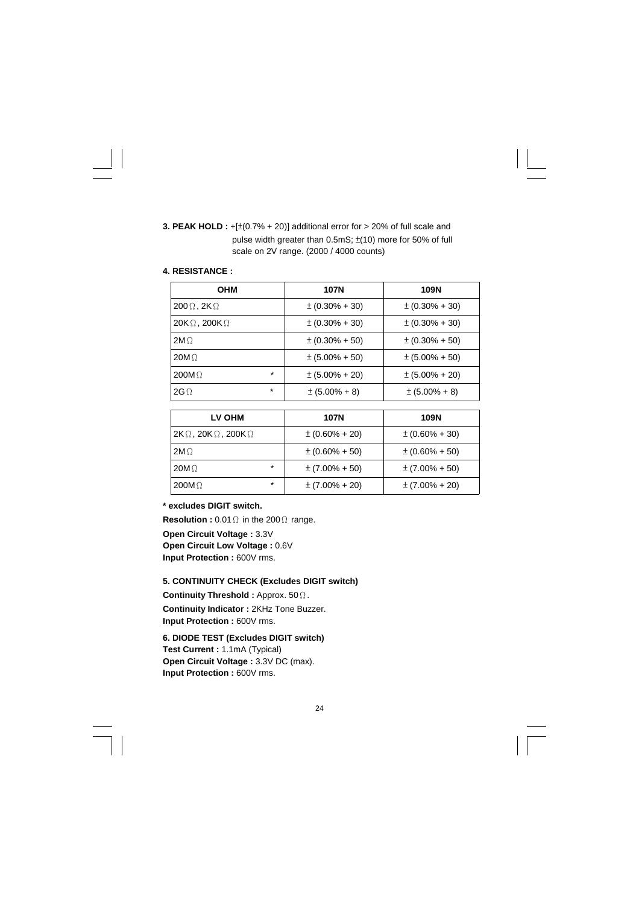**3. PEAK HOLD :** +[±(0.7% + 20)] additional error for > 20% of full scale and pulse width greater than 0.5mS; ±(10) more for 50% of full scale on 2V range. (2000 / 4000 counts)

**4. RESISTANCE :**

| OHM | | 107N | 109N |
|---|---|---|---|
| 200Ω, 2KΩ | | ±(0.30% + 30) | ±(0.30% + 30) |
| 20KΩ, 200KΩ | | ±(0.30% + 30) | ±(0.30% + 30) |
| 2MΩ | | ±(0.30% + 50) | ±(0.30% + 50) |
| 20MΩ | | ±(5.00% + 50) | ±(5.00% + 50) |
| 200MΩ | * | ±(5.00% + 20) | ±(5.00% + 20) |
| 2GΩ | * | ±(5.00% + 8) | ±(5.00% + 8) |

| LV OHM | | 107N | 109N |
|---|---|---|---|
| 2KΩ, 20KΩ, 200KΩ | | ±(0.60% + 20) | ±(0.60% + 30) |
| 2MΩ | | ±(0.60% + 50) | ±(0.60% + 50) |
| 20MΩ | * | ±(7.00% + 50) | ±(7.00% + 50) |
| 200MΩ | * | ±(7.00% + 20) | ±(7.00% + 20) |

**\* excludes DIGIT switch.**

**Resolution :** 0.01Ω in the 200Ω range.

**Open Circuit Voltage :** 3.3V
**Open Circuit Low Voltage :** 0.6V
**Input Protection :** 600V rms.

**5. CONTINUITY CHECK (Excludes DIGIT switch)**

**Continuity Threshold :** Approx. 50Ω.

**Continuity Indicator :** 2KHz Tone Buzzer.
**Input Protection :** 600V rms.

**6. DIODE TEST (Excludes DIGIT switch)**
**Test Current :** 1.1mA (Typical)
**Open Circuit Voltage :** 3.3V DC (max).
**Input Protection :** 600V rms.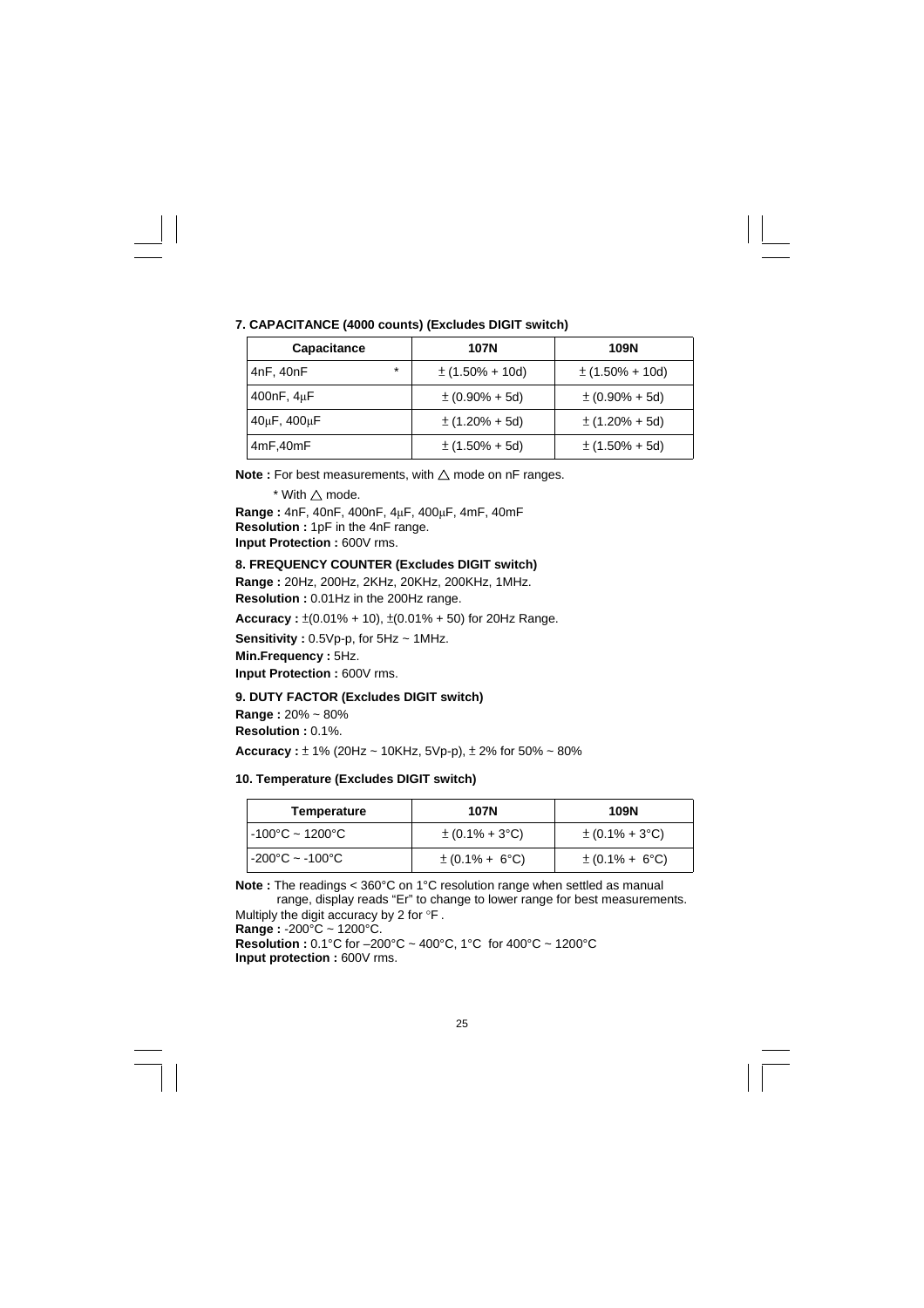### 7. CAPACITANCE (4000 counts) (Excludes DIGIT switch)

| Capacitance | 107N | 109N |
|---|---|---|
| 4nF, 40nF * | ± (1.50% + 10d) | ± (1.50% + 10d) |
| 400nF, 4μF | ± (0.90% + 5d) | ± (0.90% + 5d) |
| 40μF, 400μF | ± (1.20% + 5d) | ± (1.20% + 5d) |
| 4mF,40mF | ± (1.50% + 5d) | ± (1.50% + 5d) |

**Note :** For best measurements, with △ mode on nF ranges.

\* With △ mode.

**Range :** 4nF, 40nF, 400nF, 4μF, 400μF, 4mF, 40mF
**Resolution :** 1pF in the 4nF range.
**Input Protection :** 600V rms.

### 8. FREQUENCY COUNTER (Excludes DIGIT switch)

**Range :** 20Hz, 200Hz, 2KHz, 20KHz, 200KHz, 1MHz.
**Resolution :** 0.01Hz in the 200Hz range.

**Accuracy :** ±(0.01% + 10), ±(0.01% + 50) for 20Hz Range.

**Sensitivity :** 0.5Vp-p, for 5Hz ~ 1MHz.

**Min.Frequency :** 5Hz.

**Input Protection :** 600V rms.

### 9. DUTY FACTOR (Excludes DIGIT switch)

**Range :** 20% ~ 80%
**Resolution :** 0.1%.

**Accuracy :** ± 1% (20Hz ~ 10KHz, 5Vp-p), ± 2% for 50% ~ 80%

### 10. Temperature (Excludes DIGIT switch)

| Temperature | 107N | 109N |
|---|---|---|
| -100°C ~ 1200°C | ± (0.1% + 3°C) | ± (0.1% + 3°C) |
| -200°C ~ -100°C | ± (0.1% + 6°C) | ± (0.1% + 6°C) |

**Note :** The readings < 360°C on 1°C resolution range when settled as manual range, display reads "Er" to change to lower range for best measurements.
Multiply the digit accuracy by 2 for °F .
**Range :** -200°C ~ 1200°C.
**Resolution :** 0.1°C for –200°C ~ 400°C, 1°C for 400°C ~ 1200°C
**Input protection :** 600V rms.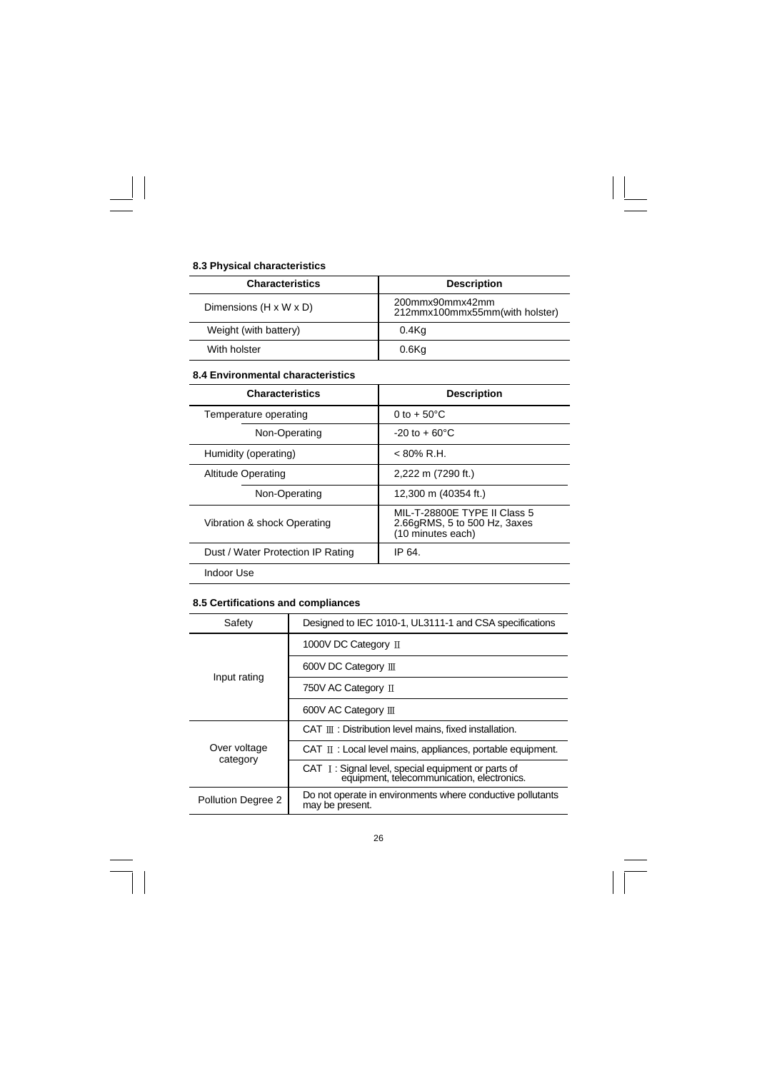### 8.3 Physical characteristics

| Characteristics | Description |
|---|---|
| Dimensions (H x W x D) | 200mmx90mmx42mm<br>212mmx100mmx55mm(with holster) |
| Weight (with battery) | 0.4Kg |
| With holster | 0.6Kg |

### 8.4 Environmental characteristics

| Characteristics | Description |
|---|---|
| Temperature operating | 0 to + 50°C |
| Non-Operating | -20 to + 60°C |
| Humidity (operating) | < 80% R.H. |
| Altitude Operating | 2,222 m (7290 ft.) |
| Non-Operating | 12,300 m (40354 ft.) |
| Vibration & shock Operating | MIL-T-28800E TYPE II Class 5<br>2.66gRMS, 5 to 500 Hz, 3axes<br>(10 minutes each) |
| Dust / Water Protection IP Rating | IP 64. |
| Indoor Use | |

### 8.5 Certifications and compliances

| Safety | Designed to IEC 1010-1, UL3111-1 and CSA specifications |
|---|---|
| Input rating | 1000V DC Category Ⅱ |
| | 600V DC Category Ⅲ |
| | 750V AC Category Ⅱ |
| | 600V AC Category Ⅲ |
| Over voltage category | CAT Ⅲ : Distribution level mains, fixed installation. |
| | CAT Ⅱ : Local level mains, appliances, portable equipment. |
| | CAT Ⅰ : Signal level, special equipment or parts of equipment, telecommunication, electronics. |
| Pollution Degree 2 | Do not operate in environments where conductive pollutants may be present. |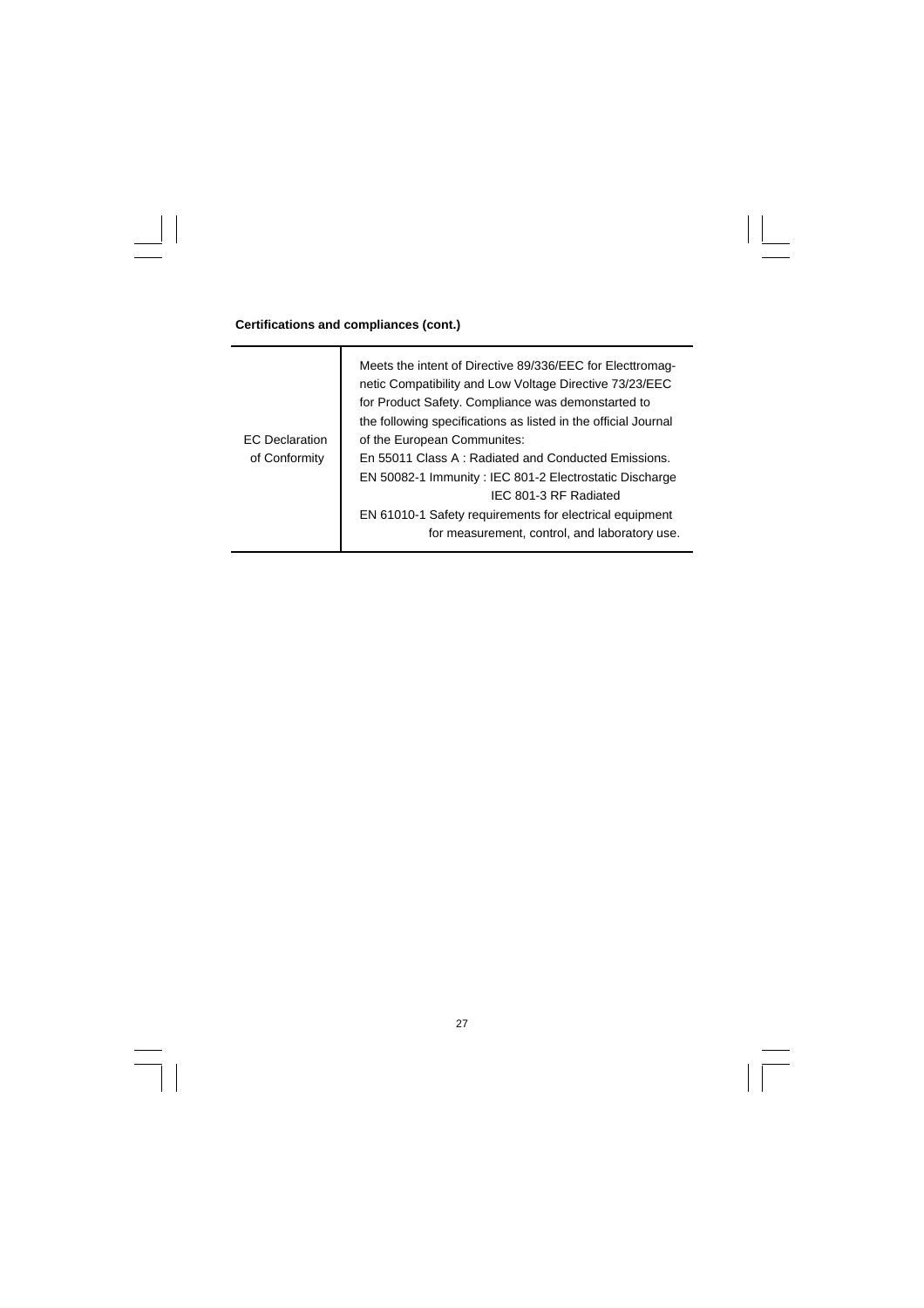**Certifications and compliances (cont.)**

| | |
|---|---|
| EC Declaration of Conformity | Meets the intent of Directive 89/336/EEC for Electtromagnetic Compatibility and Low Voltage Directive 73/23/EEC for Product Safety. Compliance was demonstarted to the following specifications as listed in the official Journal of the European Communites:<br>En 55011 Class A : Radiated and Conducted Emissions.<br>EN 50082-1 Immunity : IEC 801-2 Electrostatic Discharge<br>IEC 801-3 RF Radiated<br>EN 61010-1 Safety requirements for electrical equipment for measurement, control, and laboratory use. |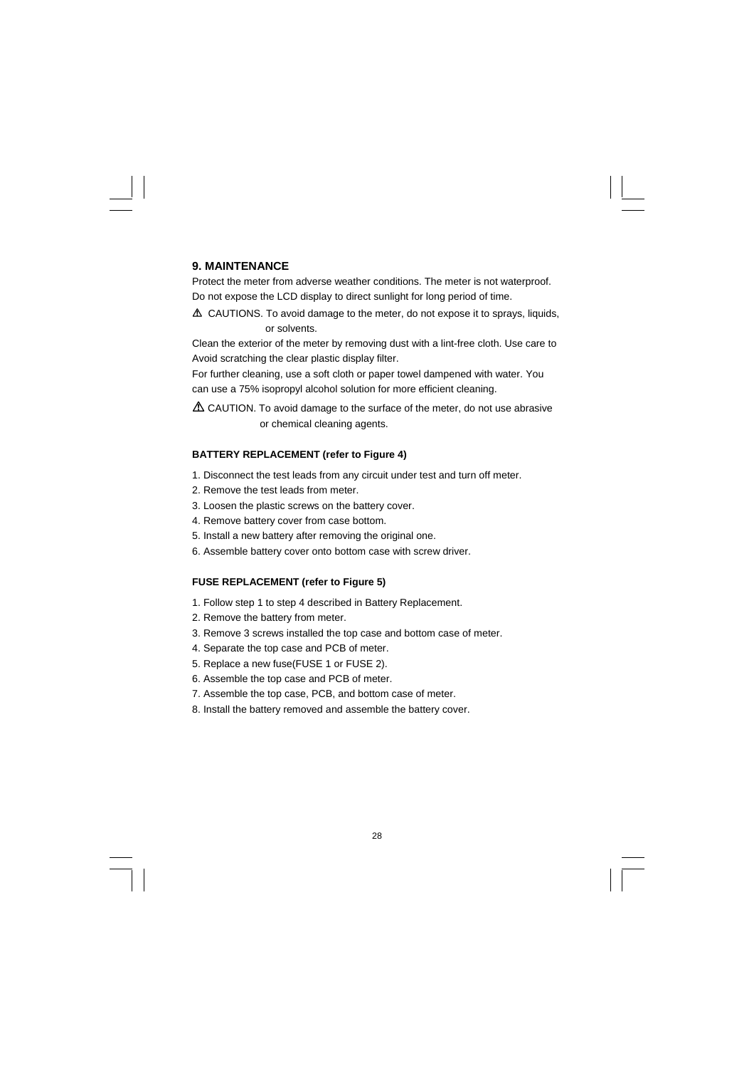## 9. MAINTENANCE

Protect the meter from adverse weather conditions. The meter is not waterproof.
Do not expose the LCD display to direct sunlight for long period of time.

⚠ CAUTIONS. To avoid damage to the meter, do not expose it to sprays, liquids, or solvents.

Clean the exterior of the meter by removing dust with a lint-free cloth. Use care to Avoid scratching the clear plastic display filter.

For further cleaning, use a soft cloth or paper towel dampened with water. You can use a 75% isopropyl alcohol solution for more efficient cleaning.

⚠ CAUTION. To avoid damage to the surface of the meter, do not use abrasive or chemical cleaning agents.

**BATTERY REPLACEMENT (refer to Figure 4)**

1. Disconnect the test leads from any circuit under test and turn off meter.
2. Remove the test leads from meter.
3. Loosen the plastic screws on the battery cover.
4. Remove battery cover from case bottom.
5. Install a new battery after removing the original one.
6. Assemble battery cover onto bottom case with screw driver.

**FUSE REPLACEMENT (refer to Figure 5)**

1. Follow step 1 to step 4 described in Battery Replacement.
2. Remove the battery from meter.
3. Remove 3 screws installed the top case and bottom case of meter.
4. Separate the top case and PCB of meter.
5. Replace a new fuse(FUSE 1 or FUSE 2).
6. Assemble the top case and PCB of meter.
7. Assemble the top case, PCB, and bottom case of meter.
8. Install the battery removed and assemble the battery cover.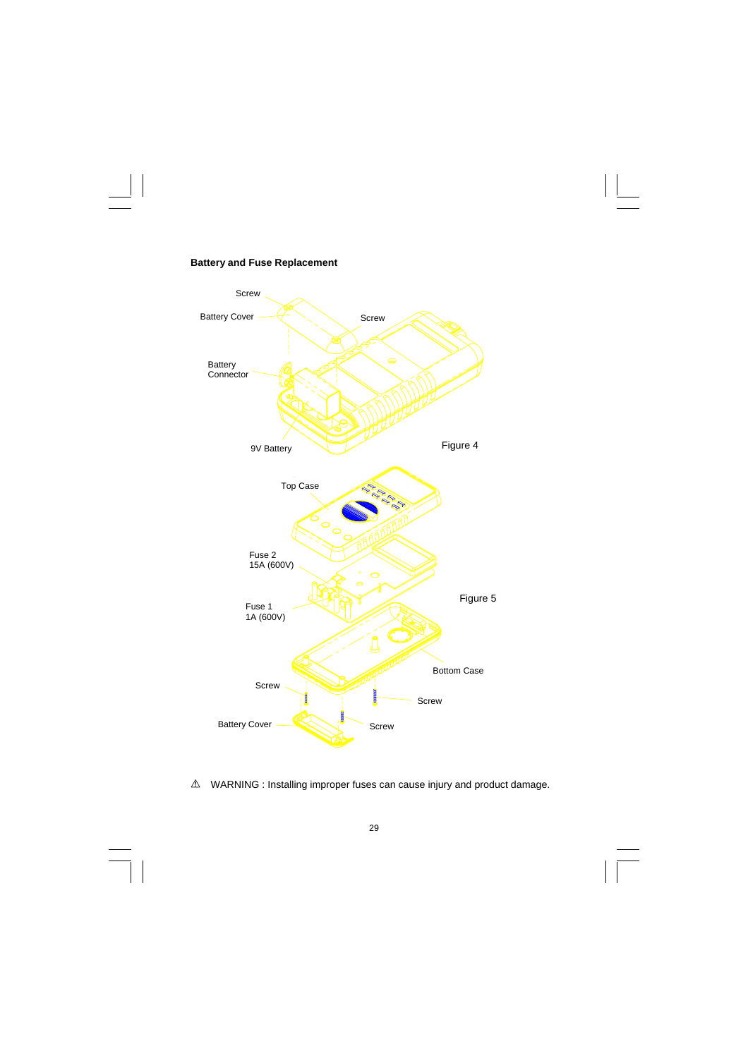**Battery and Fuse Replacement**

Screw

Battery Cover

Screw

Battery Connector

9V Battery

Figure 4

Top Case

Fuse 2
15A (600V)

Fuse 1
1A (600V)

Figure 5

Bottom Case

Screw

Screw

Battery Cover

Screw

⚠ WARNING : Installing improper fuses can cause injury and product damage.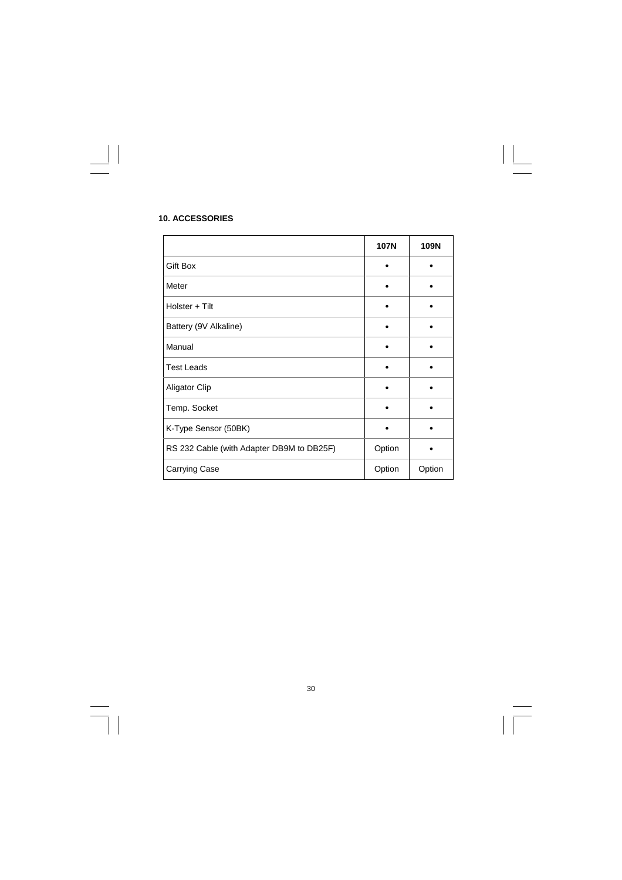## 10. ACCESSORIES

| | 107N | 109N |
|---|---|---|
| Gift Box | • | • |
| Meter | • | • |
| Holster + Tilt | • | • |
| Battery (9V Alkaline) | • | • |
| Manual | • | • |
| Test Leads | • | • |
| Aligator Clip | • | • |
| Temp. Socket | • | • |
| K-Type Sensor (50BK) | • | • |
| RS 232 Cable (with Adapter DB9M to DB25F) | Option | • |
| Carrying Case | Option | Option |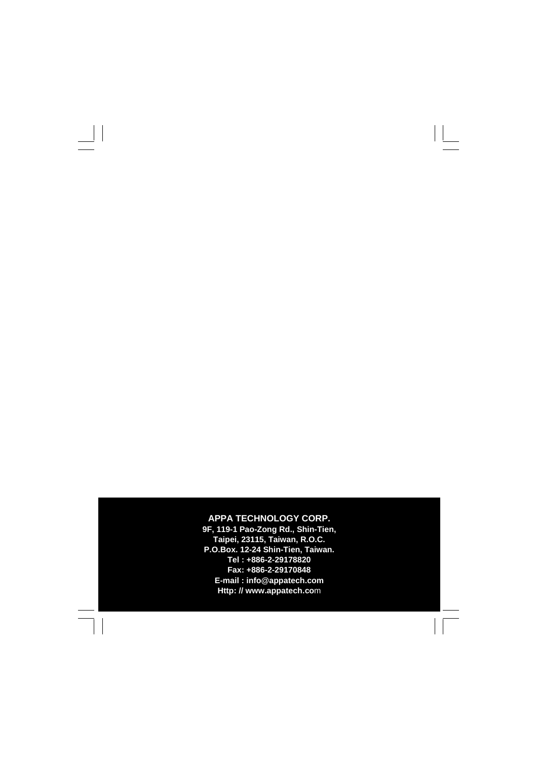**APPA TECHNOLOGY CORP.**

**9F, 119-1 Pao-Zong Rd., Shin-Tien,**

**Taipei, 23115, Taiwan, R.O.C.**

**P.O.Box. 12-24 Shin-Tien, Taiwan.**

**Tel : +886-2-29178820**

**Fax: +886-2-29170848**

**E-mail : info@appatech.com**

**Http: // www.appatech.co**m